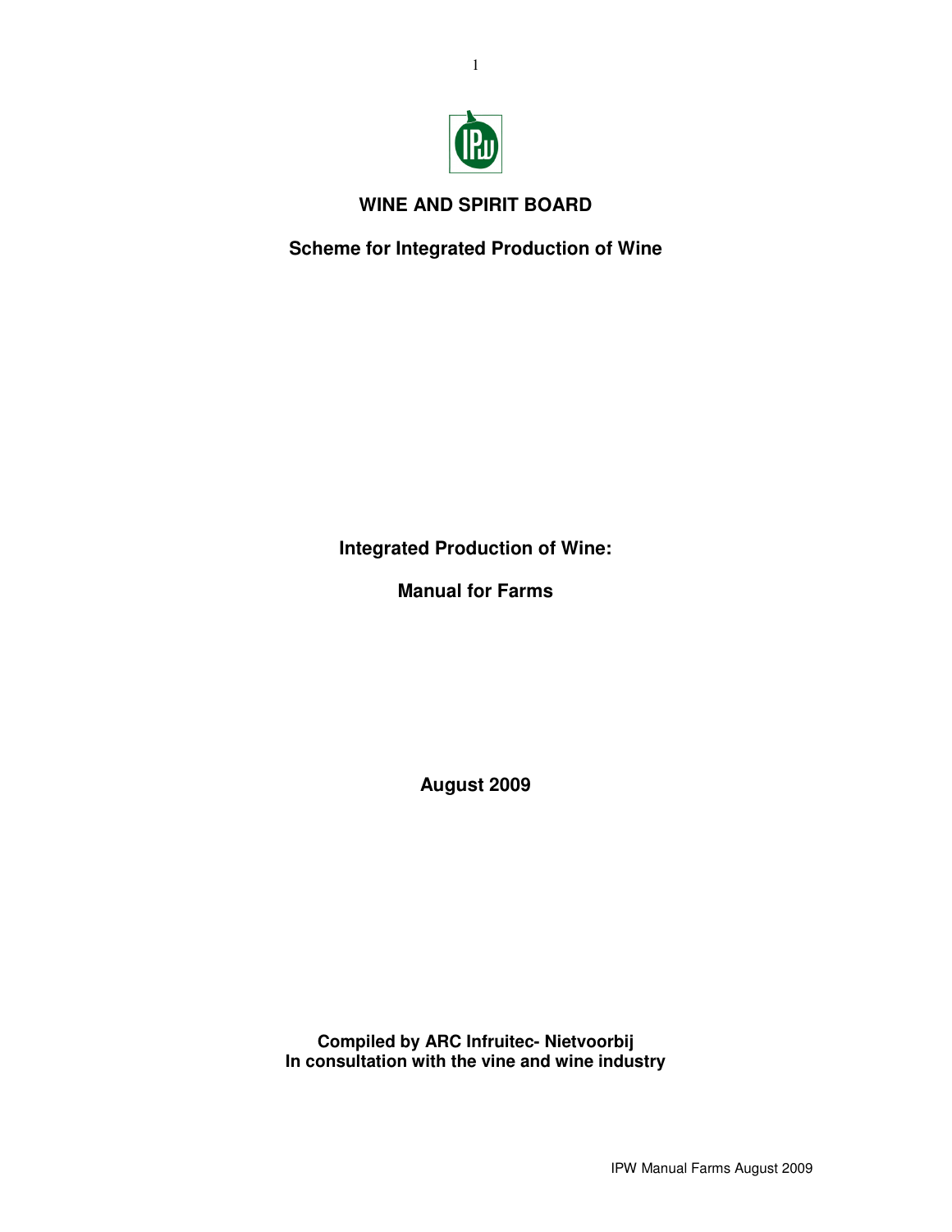# WINE AND SPIRIT BOARD

## Scheme for Integrated Production of Wine

## Integrated Production of Wine:

## Manual for Farms

**August 2009**

**Compiled by ARC Infruitec- Nietvoorbij**
**In consultation with the vine and wine industry**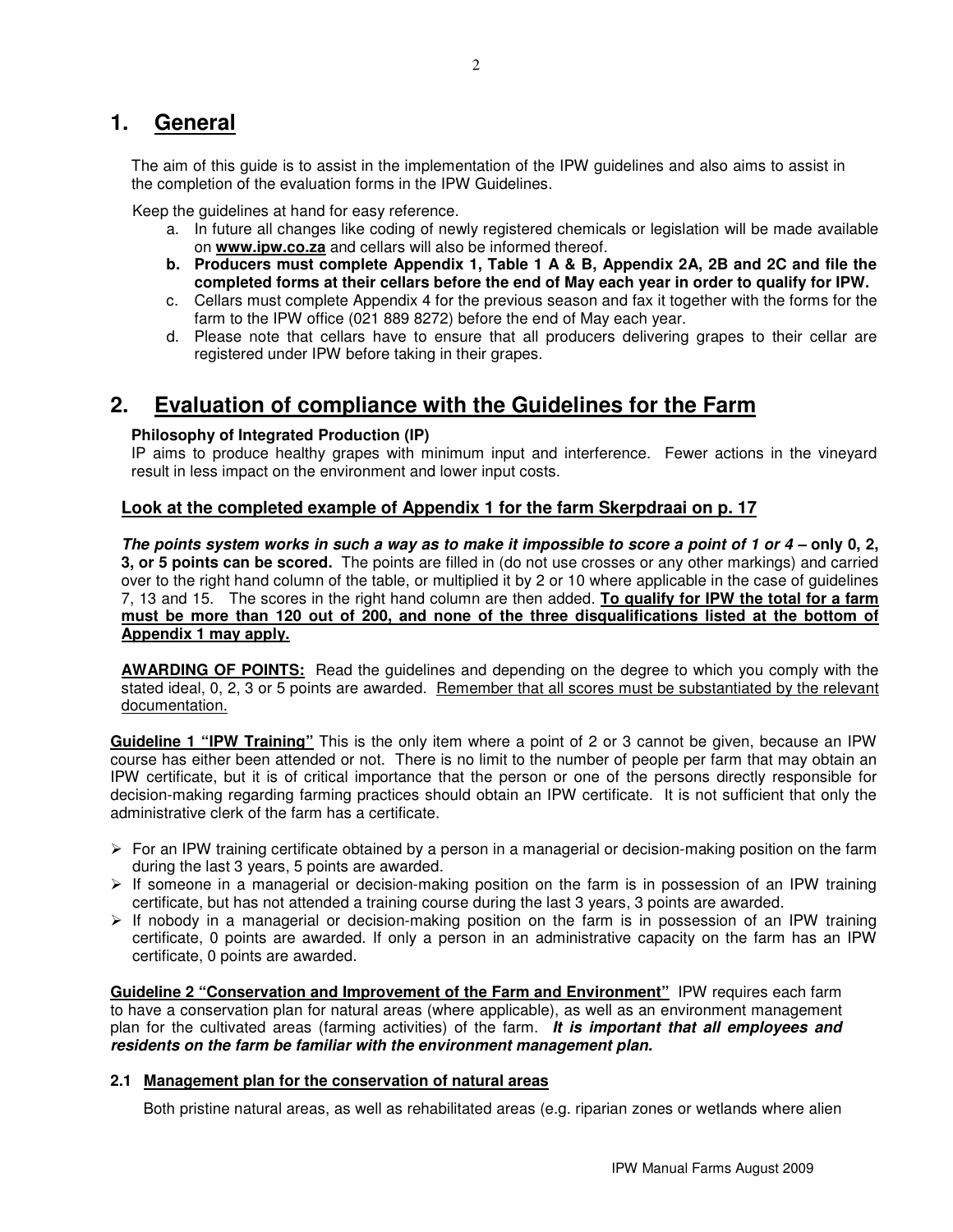## 1. General

The aim of this guide is to assist in the implementation of the IPW guidelines and also aims to assist in the completion of the evaluation forms in the IPW Guidelines.

Keep the guidelines at hand for easy reference.

a. In future all changes like coding of newly registered chemicals or legislation will be made available on **www.ipw.co.za** and cellars will also be informed thereof.
**b. Producers must complete Appendix 1, Table 1 A & B, Appendix 2A, 2B and 2C and file the completed forms at their cellars before the end of May each year in order to qualify for IPW.**
c. Cellars must complete Appendix 4 for the previous season and fax it together with the forms for the farm to the IPW office (021 889 8272) before the end of May each year.
d. Please note that cellars have to ensure that all producers delivering grapes to their cellar are registered under IPW before taking in their grapes.

## 2. Evaluation of compliance with the Guidelines for the Farm

**Philosophy of Integrated Production (IP)**

IP aims to produce healthy grapes with minimum input and interference. Fewer actions in the vineyard result in less impact on the environment and lower input costs.

### Look at the completed example of Appendix 1 for the farm Skerpdraai on p. 17

***The points system works in such a way as to make it impossible to score a point of 1 or 4*** **– only 0, 2, 3, or 5 points can be scored.** The points are filled in (do not use crosses or any other markings) and carried over to the right hand column of the table, or multiplied it by 2 or 10 where applicable in the case of guidelines 7, 13 and 15. The scores in the right hand column are then added. **To qualify for IPW the total for a farm must be more than 120 out of 200, and none of the three disqualifications listed at the bottom of Appendix 1 may apply.**

**AWARDING OF POINTS:** Read the guidelines and depending on the degree to which you comply with the stated ideal, 0, 2, 3 or 5 points are awarded. Remember that all scores must be substantiated by the relevant documentation.

**Guideline 1 "IPW Training"** This is the only item where a point of 2 or 3 cannot be given, because an IPW course has either been attended or not. There is no limit to the number of people per farm that may obtain an IPW certificate, but it is of critical importance that the person or one of the persons directly responsible for decision-making regarding farming practices should obtain an IPW certificate. It is not sufficient that only the administrative clerk of the farm has a certificate.

- For an IPW training certificate obtained by a person in a managerial or decision-making position on the farm during the last 3 years, 5 points are awarded.
- If someone in a managerial or decision-making position on the farm is in possession of an IPW training certificate, but has not attended a training course during the last 3 years, 3 points are awarded.
- If nobody in a managerial or decision-making position on the farm is in possession of an IPW training certificate, 0 points are awarded. If only a person in an administrative capacity on the farm has an IPW certificate, 0 points are awarded.

**Guideline 2 "Conservation and Improvement of the Farm and Environment"** IPW requires each farm to have a conservation plan for natural areas (where applicable), as well as an environment management plan for the cultivated areas (farming activities) of the farm. ***It is important that all employees and residents on the farm be familiar with the environment management plan.***

### 2.1 Management plan for the conservation of natural areas

Both pristine natural areas, as well as rehabilitated areas (e.g. riparian zones or wetlands where alien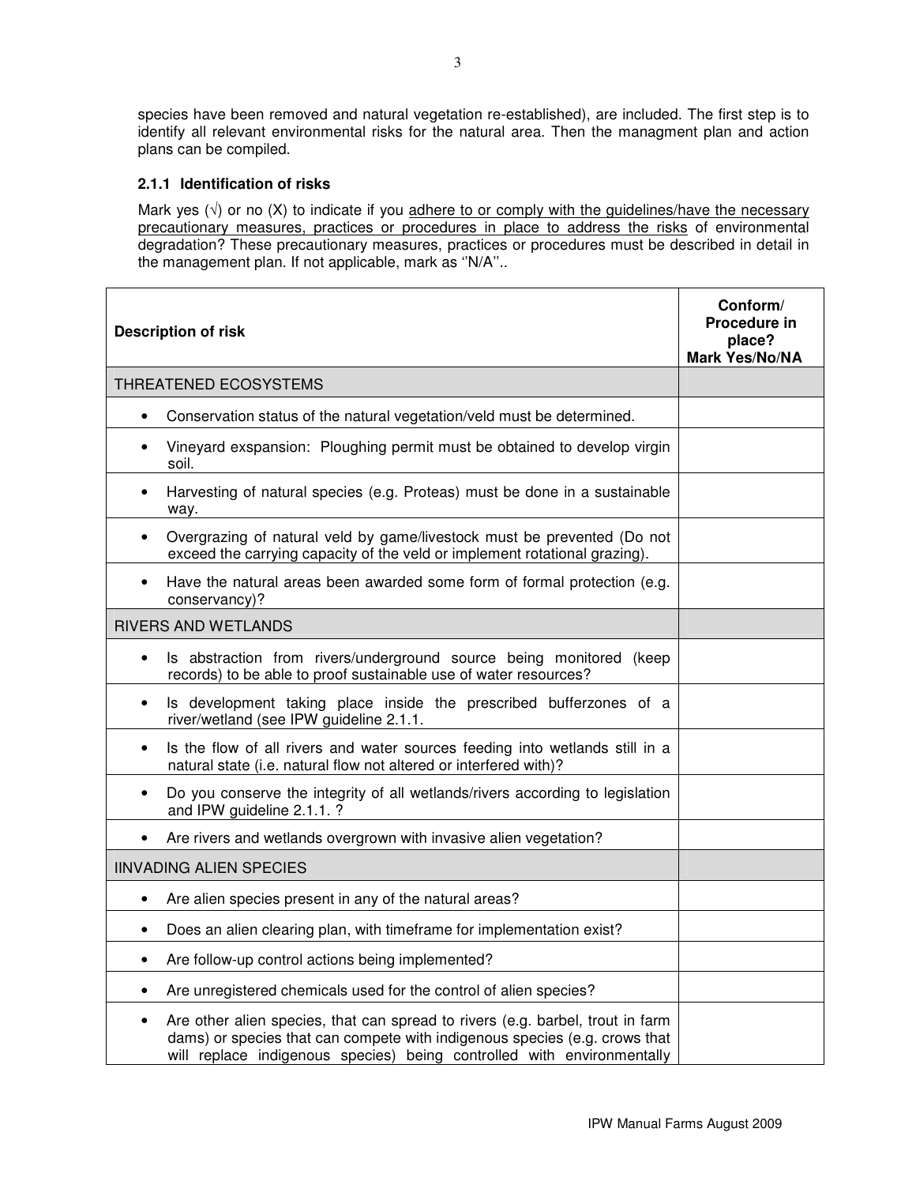species have been removed and natural vegetation re-established), are included. The first step is to identify all relevant environmental risks for the natural area. Then the managment plan and action plans can be compiled.

### 2.1.1 Identification of risks

Mark yes (√) or no (X) to indicate if you adhere to or comply with the guidelines/have the necessary precautionary measures, practices or procedures in place to address the risks of environmental degradation? These precautionary measures, practices or procedures must be described in detail in the management plan. If not applicable, mark as ''N/A''..

| Description of risk | Conform/ Procedure in place? Mark Yes/No/NA |
|---|---|
| THREATENED ECOSYSTEMS | |
| • Conservation status of the natural vegetation/veld must be determined. | |
| • Vineyard exspansion: Ploughing permit must be obtained to develop virgin soil. | |
| • Harvesting of natural species (e.g. Proteas) must be done in a sustainable way. | |
| • Overgrazing of natural veld by game/livestock must be prevented (Do not exceed the carrying capacity of the veld or implement rotational grazing). | |
| • Have the natural areas been awarded some form of formal protection (e.g. conservancy)? | |
| RIVERS AND WETLANDS | |
| • Is abstraction from rivers/underground source being monitored (keep records) to be able to proof sustainable use of water resources? | |
| • Is development taking place inside the prescribed bufferzones of a river/wetland (see IPW guideline 2.1.1. | |
| • Is the flow of all rivers and water sources feeding into wetlands still in a natural state (i.e. natural flow not altered or interfered with)? | |
| • Do you conserve the integrity of all wetlands/rivers according to legislation and IPW guideline 2.1.1. ? | |
| • Are rivers and wetlands overgrown with invasive alien vegetation? | |
| IINVADING ALIEN SPECIES | |
| • Are alien species present in any of the natural areas? | |
| • Does an alien clearing plan, with timeframe for implementation exist? | |
| • Are follow-up control actions being implemented? | |
| • Are unregistered chemicals used for the control of alien species? | |
| • Are other alien species, that can spread to rivers (e.g. barbel, trout in farm dams) or species that can compete with indigenous species (e.g. crows that will replace indigenous species) being controlled with environmentally | |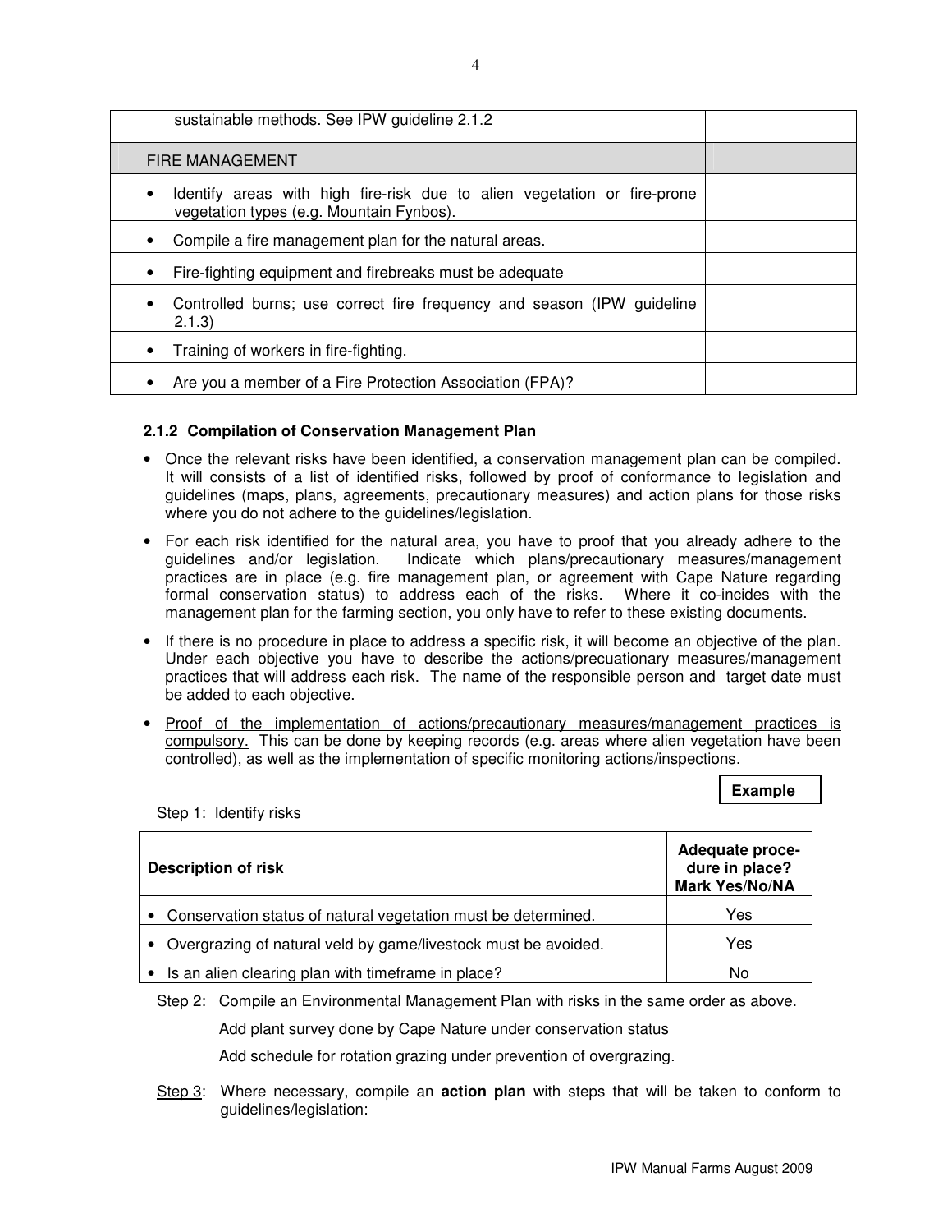| | |
|---|---|
| sustainable methods. See IPW guideline 2.1.2 | |
| FIRE MANAGEMENT | |
| • Identify areas with high fire-risk due to alien vegetation or fire-prone vegetation types (e.g. Mountain Fynbos). | |
| • Compile a fire management plan for the natural areas. | |
| • Fire-fighting equipment and firebreaks must be adequate | |
| • Controlled burns; use correct fire frequency and season (IPW guideline 2.1.3) | |
| • Training of workers in fire-fighting. | |
| • Are you a member of a Fire Protection Association (FPA)? | |

### 2.1.2 Compilation of Conservation Management Plan

- Once the relevant risks have been identified, a conservation management plan can be compiled. It will consists of a list of identified risks, followed by proof of conformance to legislation and guidelines (maps, plans, agreements, precautionary measures) and action plans for those risks where you do not adhere to the guidelines/legislation.
- For each risk identified for the natural area, you have to proof that you already adhere to the guidelines and/or legislation. Indicate which plans/precautionary measures/management practices are in place (e.g. fire management plan, or agreement with Cape Nature regarding formal conservation status) to address each of the risks. Where it co-incides with the management plan for the farming section, you only have to refer to these existing documents.
- If there is no procedure in place to address a specific risk, it will become an objective of the plan. Under each objective you have to describe the actions/precuationary measures/management practices that will address each risk. The name of the responsible person and target date must be added to each objective.
- Proof of the implementation of actions/precautionary measures/management practices is compulsory. This can be done by keeping records (e.g. areas where alien vegetation have been controlled), as well as the implementation of specific monitoring actions/inspections.

**Example**

Step 1: Identify risks

| Description of risk | Adequate procedure in place? Mark Yes/No/NA |
|---|---|
| • Conservation status of natural vegetation must be determined. | Yes |
| • Overgrazing of natural veld by game/livestock must be avoided. | Yes |
| • Is an alien clearing plan with timeframe in place? | No |

Step 2: Compile an Environmental Management Plan with risks in the same order as above.

Add plant survey done by Cape Nature under conservation status

Add schedule for rotation grazing under prevention of overgrazing.

Step 3: Where necessary, compile an **action plan** with steps that will be taken to conform to guidelines/legislation: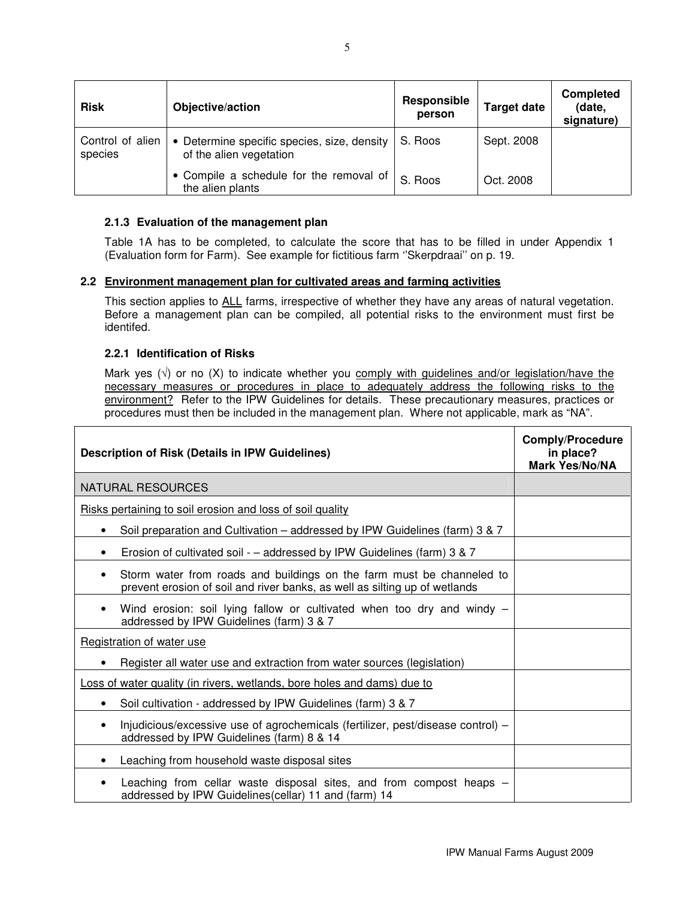| Risk | Objective/action | Responsible person | Target date | Completed (date, signature) |
|---|---|---|---|---|
| Control of alien species | • Determine specific species, size, density of the alien vegetation | S. Roos | Sept. 2008 | |
| | • Compile a schedule for the removal of the alien plants | S. Roos | Oct. 2008 | |

### 2.1.3 Evaluation of the management plan

Table 1A has to be completed, to calculate the score that has to be filled in under Appendix 1 (Evaluation form for Farm). See example for fictitious farm ''Skerpdraai'' on p. 19.

## 2.2 Environment management plan for cultivated areas and farming activities

This section applies to ALL farms, irrespective of whether they have any areas of natural vegetation. Before a management plan can be compiled, all potential risks to the environment must first be identifed.

### 2.2.1 Identification of Risks

Mark yes (√) or no (X) to indicate whether you comply with guidelines and/or legislation/have the necessary measures or procedures in place to adequately address the following risks to the environment? Refer to the IPW Guidelines for details. These precautionary measures, practices or procedures must then be included in the management plan. Where not applicable, mark as "NA".

| Description of Risk (Details in IPW Guidelines) | Comply/Procedure in place? Mark Yes/No/NA |
|---|---|
| NATURAL RESOURCES | |
| Risks pertaining to soil erosion and loss of soil quality<br>• Soil preparation and Cultivation – addressed by IPW Guidelines (farm) 3 & 7 | |
| • Erosion of cultivated soil - – addressed by IPW Guidelines (farm) 3 & 7 | |
| • Storm water from roads and buildings on the farm must be channeled to prevent erosion of soil and river banks, as well as silting up of wetlands | |
| • Wind erosion: soil lying fallow or cultivated when too dry and windy – addressed by IPW Guidelines (farm) 3 & 7 | |
| Registration of water use<br>• Register all water use and extraction from water sources (legislation) | |
| Loss of water quality (in rivers, wetlands, bore holes and dams) due to<br>• Soil cultivation - addressed by IPW Guidelines (farm) 3 & 7 | |
| • Injudicious/excessive use of agrochemicals (fertilizer, pest/disease control) – addressed by IPW Guidelines (farm) 8 & 14 | |
| • Leaching from household waste disposal sites | |
| • Leaching from cellar waste disposal sites, and from compost heaps – addressed by IPW Guidelines(cellar) 11 and (farm) 14 | |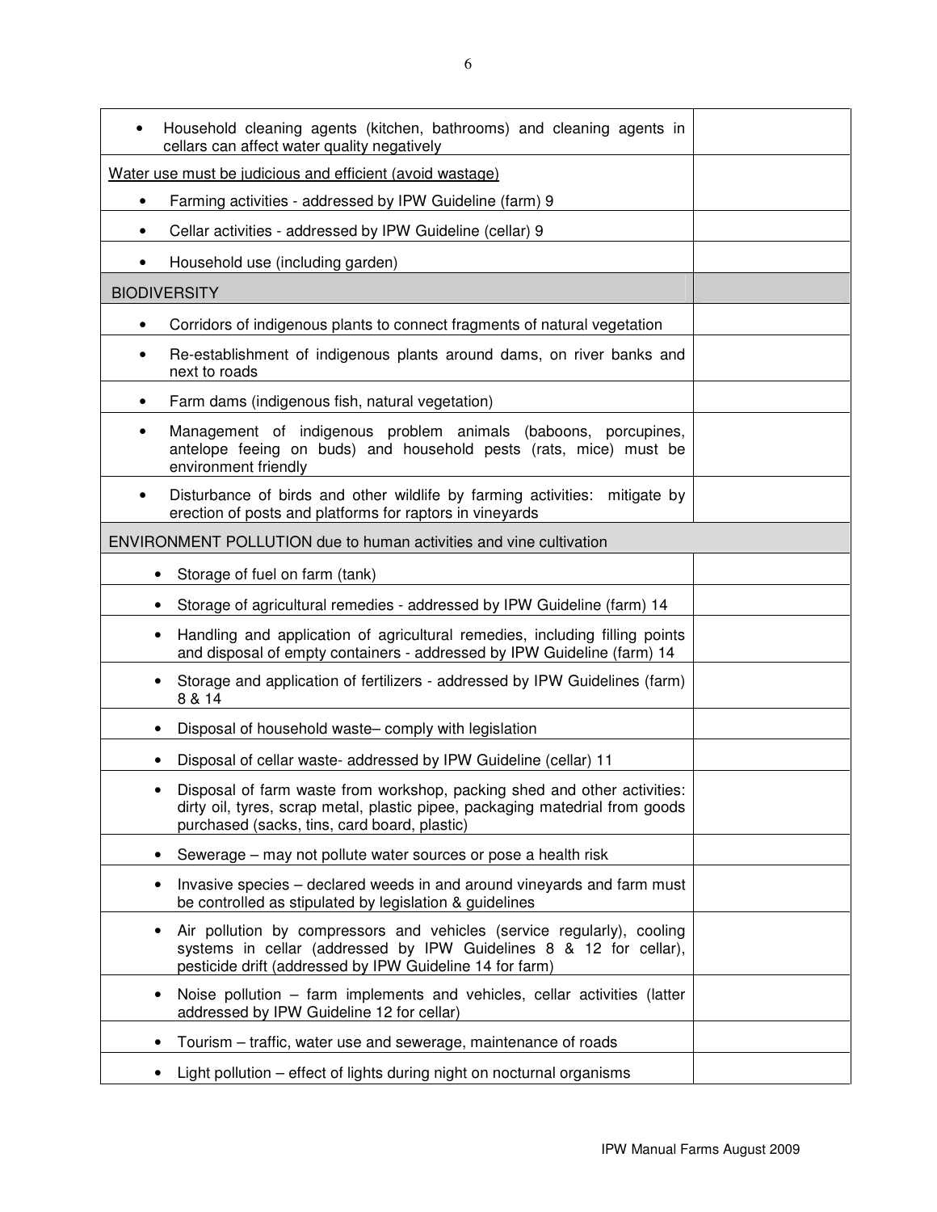| | |
|---|---|
| • Household cleaning agents (kitchen, bathrooms) and cleaning agents in cellars can affect water quality negatively | |
| Water use must be judicious and efficient (avoid wastage) | |
| • Farming activities - addressed by IPW Guideline (farm) 9 | |
| • Cellar activities - addressed by IPW Guideline (cellar) 9 | |
| • Household use (including garden) | |
| BIODIVERSITY | |
| • Corridors of indigenous plants to connect fragments of natural vegetation | |
| • Re-establishment of indigenous plants around dams, on river banks and next to roads | |
| • Farm dams (indigenous fish, natural vegetation) | |
| • Management of indigenous problem animals (baboons, porcupines, antelope feeing on buds) and household pests (rats, mice) must be environment friendly | |
| • Disturbance of birds and other wildlife by farming activities: mitigate by erection of posts and platforms for raptors in vineyards | |
| ENVIRONMENT POLLUTION due to human activities and vine cultivation | |
| • Storage of fuel on farm (tank) | |
| • Storage of agricultural remedies - addressed by IPW Guideline (farm) 14 | |
| • Handling and application of agricultural remedies, including filling points and disposal of empty containers - addressed by IPW Guideline (farm) 14 | |
| • Storage and application of fertilizers - addressed by IPW Guidelines (farm) 8 & 14 | |
| • Disposal of household waste– comply with legislation | |
| • Disposal of cellar waste- addressed by IPW Guideline (cellar) 11 | |
| • Disposal of farm waste from workshop, packing shed and other activities: dirty oil, tyres, scrap metal, plastic pipee, packaging matedrial from goods purchased (sacks, tins, card board, plastic) | |
| • Sewerage – may not pollute water sources or pose a health risk | |
| • Invasive species – declared weeds in and around vineyards and farm must be controlled as stipulated by legislation & guidelines | |
| • Air pollution by compressors and vehicles (service regularly), cooling systems in cellar (addressed by IPW Guidelines 8 & 12 for cellar), pesticide drift (addressed by IPW Guideline 14 for farm) | |
| • Noise pollution – farm implements and vehicles, cellar activities (latter addressed by IPW Guideline 12 for cellar) | |
| • Tourism – traffic, water use and sewerage, maintenance of roads | |
| • Light pollution – effect of lights during night on nocturnal organisms | |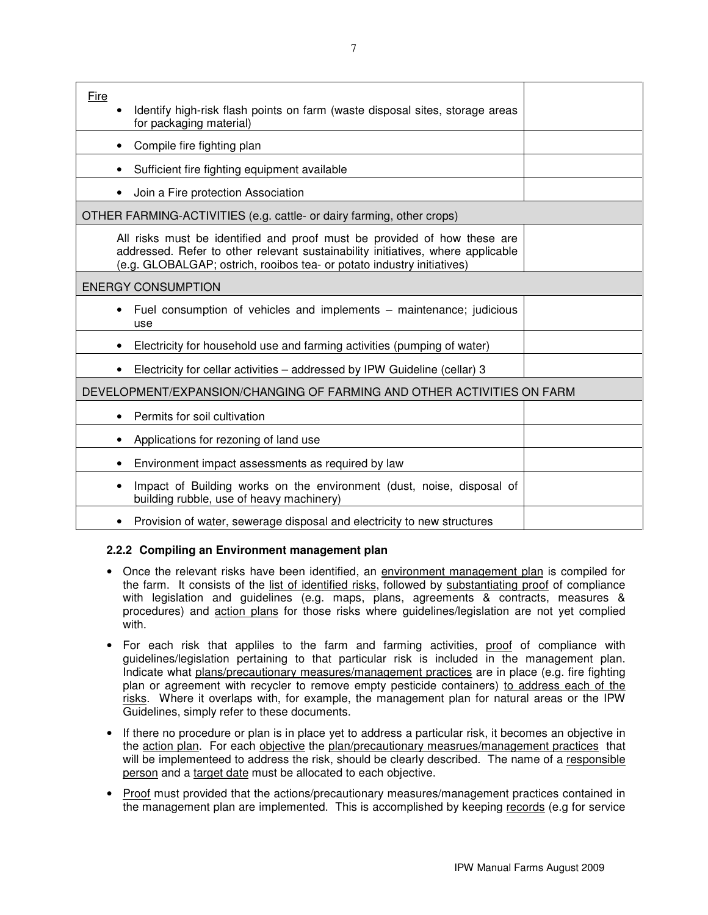| | |
|---|---|
| Fire<br>• Identify high-risk flash points on farm (waste disposal sites, storage areas for packaging material) | |
| • Compile fire fighting plan | |
| • Sufficient fire fighting equipment available | |
| • Join a Fire protection Association | |
| OTHER FARMING-ACTIVITIES (e.g. cattle- or dairy farming, other crops) | |
| All risks must be identified and proof must be provided of how these are addressed. Refer to other relevant sustainability initiatives, where applicable (e.g. GLOBALGAP; ostrich, rooibos tea- or potato industry initiatives) | |
| ENERGY CONSUMPTION | |
| • Fuel consumption of vehicles and implements – maintenance; judicious use | |
| • Electricity for household use and farming activities (pumping of water) | |
| • Electricity for cellar activities – addressed by IPW Guideline (cellar) 3 | |
| DEVELOPMENT/EXPANSION/CHANGING OF FARMING AND OTHER ACTIVITIES ON FARM | |
| • Permits for soil cultivation | |
| • Applications for rezoning of land use | |
| • Environment impact assessments as required by law | |
| • Impact of Building works on the environment (dust, noise, disposal of building rubble, use of heavy machinery) | |
| • Provision of water, sewerage disposal and electricity to new structures | |

### 2.2.2 Compiling an Environment management plan

- Once the relevant risks have been identified, an environment management plan is compiled for the farm. It consists of the list of identified risks, followed by substantiating proof of compliance with legislation and guidelines (e.g. maps, plans, agreements & contracts, measures & procedures) and action plans for those risks where guidelines/legislation are not yet complied with.
- For each risk that appliles to the farm and farming activities, proof of compliance with guidelines/legislation pertaining to that particular risk is included in the management plan. Indicate what plans/precautionary measures/management practices are in place (e.g. fire fighting plan or agreement with recycler to remove empty pesticide containers) to address each of the risks. Where it overlaps with, for example, the management plan for natural areas or the IPW Guidelines, simply refer to these documents.
- If there no procedure or plan is in place yet to address a particular risk, it becomes an objective in the action plan. For each objective the plan/precautionary measrues/management practices that will be implementeed to address the risk, should be clearly described. The name of a responsible person and a target date must be allocated to each objective.
- Proof must provided that the actions/precautionary measures/management practices contained in the management plan are implemented. This is accomplished by keeping records (e.g for service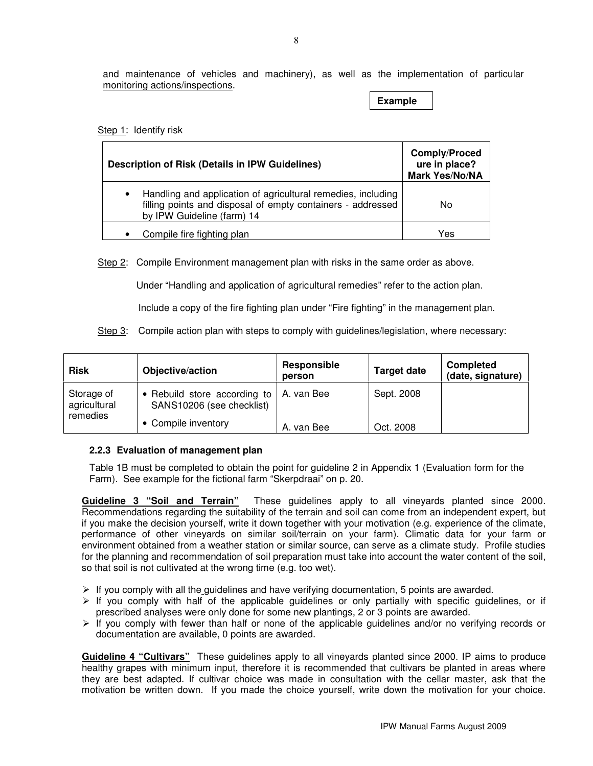and maintenance of vehicles and machinery), as well as the implementation of particular monitoring actions/inspections.

**Example**

Step 1: Identify risk

| Description of Risk (Details in IPW Guidelines) | Comply/Procedure in place? Mark Yes/No/NA |
| --- | --- |
| • Handling and application of agricultural remedies, including filling points and disposal of empty containers - addressed by IPW Guideline (farm) 14 | No |
| • Compile fire fighting plan | Yes |

Step 2: Compile Environment management plan with risks in the same order as above.

Under "Handling and application of agricultural remedies" refer to the action plan.

Include a copy of the fire fighting plan under "Fire fighting" in the management plan.

Step 3: Compile action plan with steps to comply with guidelines/legislation, where necessary:

| Risk | Objective/action | Responsible person | Target date | Completed (date, signature) |
| --- | --- | --- | --- | --- |
| Storage of agricultural remedies | • Rebuild store according to SANS10206 (see checklist) | A. van Bee | Sept. 2008 | |
| | • Compile inventory | A. van Bee | Oct. 2008 | |

### 2.2.3 Evaluation of management plan

Table 1B must be completed to obtain the point for guideline 2 in Appendix 1 (Evaluation form for the Farm). See example for the fictional farm "Skerpdraai" on p. 20.

**Guideline 3 "Soil and Terrain"** These guidelines apply to all vineyards planted since 2000. Recommendations regarding the suitability of the terrain and soil can come from an independent expert, but if you make the decision yourself, write it down together with your motivation (e.g. experience of the climate, performance of other vineyards on similar soil/terrain on your farm). Climatic data for your farm or environment obtained from a weather station or similar source, can serve as a climate study. Profile studies for the planning and recommendation of soil preparation must take into account the water content of the soil, so that soil is not cultivated at the wrong time (e.g. too wet).

- If you comply with all the guidelines and have verifying documentation, 5 points are awarded.
- If you comply with half of the applicable guidelines or only partially with specific guidelines, or if prescribed analyses were only done for some new plantings, 2 or 3 points are awarded.
- If you comply with fewer than half or none of the applicable guidelines and/or no verifying records or documentation are available, 0 points are awarded.

**Guideline 4 "Cultivars"** These guidelines apply to all vineyards planted since 2000. IP aims to produce healthy grapes with minimum input, therefore it is recommended that cultivars be planted in areas where they are best adapted. If cultivar choice was made in consultation with the cellar master, ask that the motivation be written down. If you made the choice yourself, write down the motivation for your choice.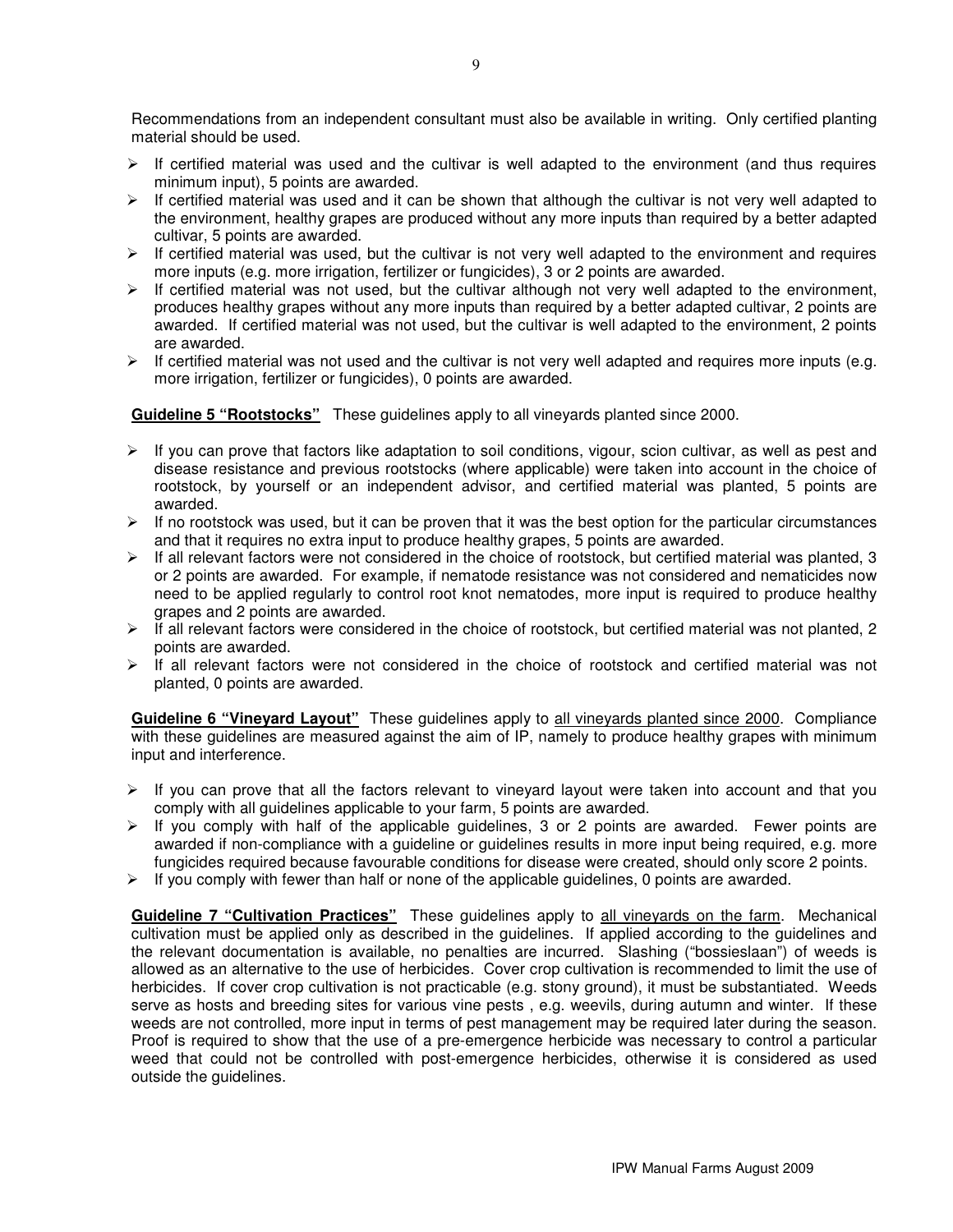Recommendations from an independent consultant must also be available in writing. Only certified planting material should be used.

- If certified material was used and the cultivar is well adapted to the environment (and thus requires minimum input), 5 points are awarded.
- If certified material was used and it can be shown that although the cultivar is not very well adapted to the environment, healthy grapes are produced without any more inputs than required by a better adapted cultivar, 5 points are awarded.
- If certified material was used, but the cultivar is not very well adapted to the environment and requires more inputs (e.g. more irrigation, fertilizer or fungicides), 3 or 2 points are awarded.
- If certified material was not used, but the cultivar although not very well adapted to the environment, produces healthy grapes without any more inputs than required by a better adapted cultivar, 2 points are awarded. If certified material was not used, but the cultivar is well adapted to the environment, 2 points are awarded.
- If certified material was not used and the cultivar is not very well adapted and requires more inputs (e.g. more irrigation, fertilizer or fungicides), 0 points are awarded.

**Guideline 5 "Rootstocks"** These guidelines apply to all vineyards planted since 2000.

- If you can prove that factors like adaptation to soil conditions, vigour, scion cultivar, as well as pest and disease resistance and previous rootstocks (where applicable) were taken into account in the choice of rootstock, by yourself or an independent advisor, and certified material was planted, 5 points are awarded.
- If no rootstock was used, but it can be proven that it was the best option for the particular circumstances and that it requires no extra input to produce healthy grapes, 5 points are awarded.
- If all relevant factors were not considered in the choice of rootstock, but certified material was planted, 3 or 2 points are awarded. For example, if nematode resistance was not considered and nematicides now need to be applied regularly to control root knot nematodes, more input is required to produce healthy grapes and 2 points are awarded.
- If all relevant factors were considered in the choice of rootstock, but certified material was not planted, 2 points are awarded.
- If all relevant factors were not considered in the choice of rootstock and certified material was not planted, 0 points are awarded.

**Guideline 6 "Vineyard Layout"** These guidelines apply to all vineyards planted since 2000. Compliance with these guidelines are measured against the aim of IP, namely to produce healthy grapes with minimum input and interference.

- If you can prove that all the factors relevant to vineyard layout were taken into account and that you comply with all guidelines applicable to your farm, 5 points are awarded.
- If you comply with half of the applicable guidelines, 3 or 2 points are awarded. Fewer points are awarded if non-compliance with a guideline or guidelines results in more input being required, e.g. more fungicides required because favourable conditions for disease were created, should only score 2 points.
- If you comply with fewer than half or none of the applicable guidelines, 0 points are awarded.

**Guideline 7 "Cultivation Practices"** These guidelines apply to all vineyards on the farm. Mechanical cultivation must be applied only as described in the guidelines. If applied according to the guidelines and the relevant documentation is available, no penalties are incurred. Slashing ("bossieslaan") of weeds is allowed as an alternative to the use of herbicides. Cover crop cultivation is recommended to limit the use of herbicides. If cover crop cultivation is not practicable (e.g. stony ground), it must be substantiated. Weeds serve as hosts and breeding sites for various vine pests , e.g. weevils, during autumn and winter. If these weeds are not controlled, more input in terms of pest management may be required later during the season. Proof is required to show that the use of a pre-emergence herbicide was necessary to control a particular weed that could not be controlled with post-emergence herbicides, otherwise it is considered as used outside the guidelines.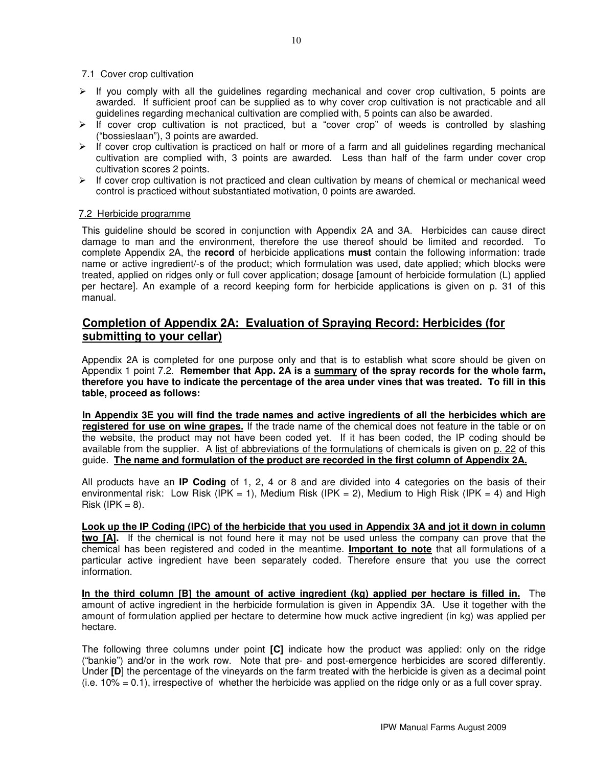### 7.1 Cover crop cultivation

- If you comply with all the guidelines regarding mechanical and cover crop cultivation, 5 points are awarded. If sufficient proof can be supplied as to why cover crop cultivation is not practicable and all guidelines regarding mechanical cultivation are complied with, 5 points can also be awarded.
- If cover crop cultivation is not practiced, but a "cover crop" of weeds is controlled by slashing ("bossieslaan"), 3 points are awarded.
- If cover crop cultivation is practiced on half or more of a farm and all guidelines regarding mechanical cultivation are complied with, 3 points are awarded. Less than half of the farm under cover crop cultivation scores 2 points.
- If cover crop cultivation is not practiced and clean cultivation by means of chemical or mechanical weed control is practiced without substantiated motivation, 0 points are awarded.

### 7.2 Herbicide programme

This guideline should be scored in conjunction with Appendix 2A and 3A. Herbicides can cause direct damage to man and the environment, therefore the use thereof should be limited and recorded. To complete Appendix 2A, the **record** of herbicide applications **must** contain the following information: trade name or active ingredient/-s of the product; which formulation was used, date applied; which blocks were treated, applied on ridges only or full cover application; dosage [amount of herbicide formulation (L) applied per hectare]. An example of a record keeping form for herbicide applications is given on p. 31 of this manual.

## Completion of Appendix 2A: Evaluation of Spraying Record: Herbicides (for submitting to your cellar)

Appendix 2A is completed for one purpose only and that is to establish what score should be given on Appendix 1 point 7.2. **Remember that App. 2A is a summary of the spray records for the whole farm, therefore you have to indicate the percentage of the area under vines that was treated. To fill in this table, proceed as follows:**

**In Appendix 3E you will find the trade names and active ingredients of all the herbicides which are registered for use on wine grapes.** If the trade name of the chemical does not feature in the table or on the website, the product may not have been coded yet. If it has been coded, the IP coding should be available from the supplier. A list of abbreviations of the formulations of chemicals is given on p. 22 of this guide. **The name and formulation of the product are recorded in the first column of Appendix 2A.**

All products have an **IP Coding** of 1, 2, 4 or 8 and are divided into 4 categories on the basis of their environmental risk: Low Risk (IPK = 1), Medium Risk (IPK = 2), Medium to High Risk (IPK = 4) and High Risk (IPK = 8).

**Look up the IP Coding (IPC) of the herbicide that you used in Appendix 3A and jot it down in column two [A].** If the chemical is not found here it may not be used unless the company can prove that the chemical has been registered and coded in the meantime. **Important to note** that all formulations of a particular active ingredient have been separately coded. Therefore ensure that you use the correct information.

**In the third column [B] the amount of active ingredient (kg) applied per hectare is filled in.** The amount of active ingredient in the herbicide formulation is given in Appendix 3A. Use it together with the amount of formulation applied per hectare to determine how muck active ingredient (in kg) was applied per hectare.

The following three columns under point **[C]** indicate how the product was applied: only on the ridge ("bankie") and/or in the work row. Note that pre- and post-emergence herbicides are scored differently. Under **[D]** the percentage of the vineyards on the farm treated with the herbicide is given as a decimal point (i.e. 10% = 0.1), irrespective of whether the herbicide was applied on the ridge only or as a full cover spray.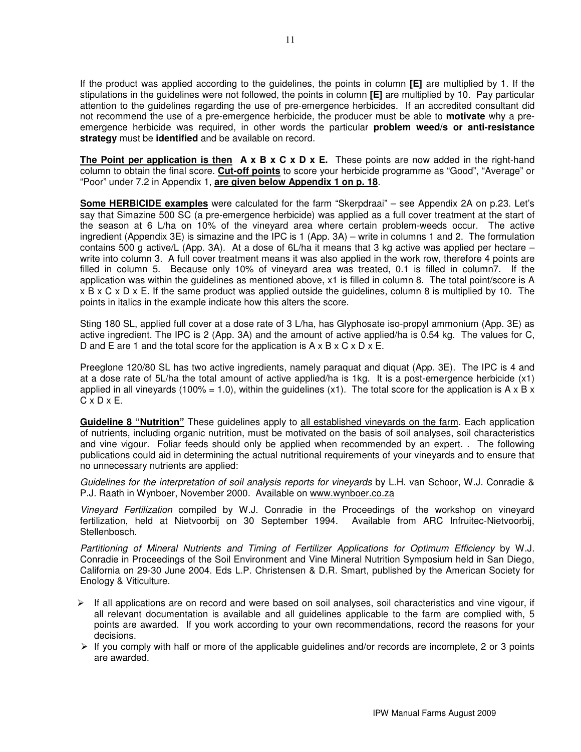If the product was applied according to the guidelines, the points in column **[E]** are multiplied by 1. If the stipulations in the guidelines were not followed, the points in column **[E]** are multiplied by 10. Pay particular attention to the guidelines regarding the use of pre-emergence herbicides. If an accredited consultant did not recommend the use of a pre-emergence herbicide, the producer must be able to **motivate** why a pre-emergence herbicide was required, in other words the particular **problem weed/s or anti-resistance strategy** must be **identified** and be available on record.

**The Point per application is then A x B x C x D x E.** These points are now added in the right-hand column to obtain the final score. **Cut-off points** to score your herbicide programme as "Good", "Average" or "Poor" under 7.2 in Appendix 1, **are given below Appendix 1 on p. 18**.

**Some HERBICIDE examples** were calculated for the farm "Skerpdraai" – see Appendix 2A on p.23. Let's say that Simazine 500 SC (a pre-emergence herbicide) was applied as a full cover treatment at the start of the season at 6 L/ha on 10% of the vineyard area where certain problem-weeds occur. The active ingredient (Appendix 3E) is simazine and the IPC is 1 (App. 3A) – write in columns 1 and 2. The formulation contains 500 g active/L (App. 3A). At a dose of 6L/ha it means that 3 kg active was applied per hectare – write into column 3. A full cover treatment means it was also applied in the work row, therefore 4 points are filled in column 5. Because only 10% of vineyard area was treated, 0.1 is filled in column7. If the application was within the guidelines as mentioned above, x1 is filled in column 8. The total point/score is A x B x C x D x E. If the same product was applied outside the guidelines, column 8 is multiplied by 10. The points in italics in the example indicate how this alters the score.

Sting 180 SL, applied full cover at a dose rate of 3 L/ha, has Glyphosate iso-propyl ammonium (App. 3E) as active ingredient. The IPC is 2 (App. 3A) and the amount of active applied/ha is 0.54 kg. The values for C, D and E are 1 and the total score for the application is A x B x C x D x E.

Preeglone 120/80 SL has two active ingredients, namely paraquat and diquat (App. 3E). The IPC is 4 and at a dose rate of 5L/ha the total amount of active applied/ha is 1kg. It is a post-emergence herbicide (x1) applied in all vineyards (100% = 1.0), within the guidelines (x1). The total score for the application is A x B x C x D x E.

**Guideline 8 "Nutrition"** These guidelines apply to all established vineyards on the farm. Each application of nutrients, including organic nutrition, must be motivated on the basis of soil analyses, soil characteristics and vine vigour. Foliar feeds should only be applied when recommended by an expert. . The following publications could aid in determining the actual nutritional requirements of your vineyards and to ensure that no unnecessary nutrients are applied:

*Guidelines for the interpretation of soil analysis reports for vineyards* by L.H. van Schoor, W.J. Conradie & P.J. Raath in Wynboer, November 2000. Available on www.wynboer.co.za

*Vineyard Fertilization* compiled by W.J. Conradie in the Proceedings of the workshop on vineyard fertilization, held at Nietvoorbij on 30 September 1994. Available from ARC Infruitec-Nietvoorbij, Stellenbosch.

*Partitioning of Mineral Nutrients and Timing of Fertilizer Applications for Optimum Efficiency* by W.J. Conradie in Proceedings of the Soil Environment and Vine Mineral Nutrition Symposium held in San Diego, California on 29-30 June 2004. Eds L.P. Christensen & D.R. Smart, published by the American Society for Enology & Viticulture.

- If all applications are on record and were based on soil analyses, soil characteristics and vine vigour, if all relevant documentation is available and all guidelines applicable to the farm are complied with, 5 points are awarded. If you work according to your own recommendations, record the reasons for your decisions.
- If you comply with half or more of the applicable guidelines and/or records are incomplete, 2 or 3 points are awarded.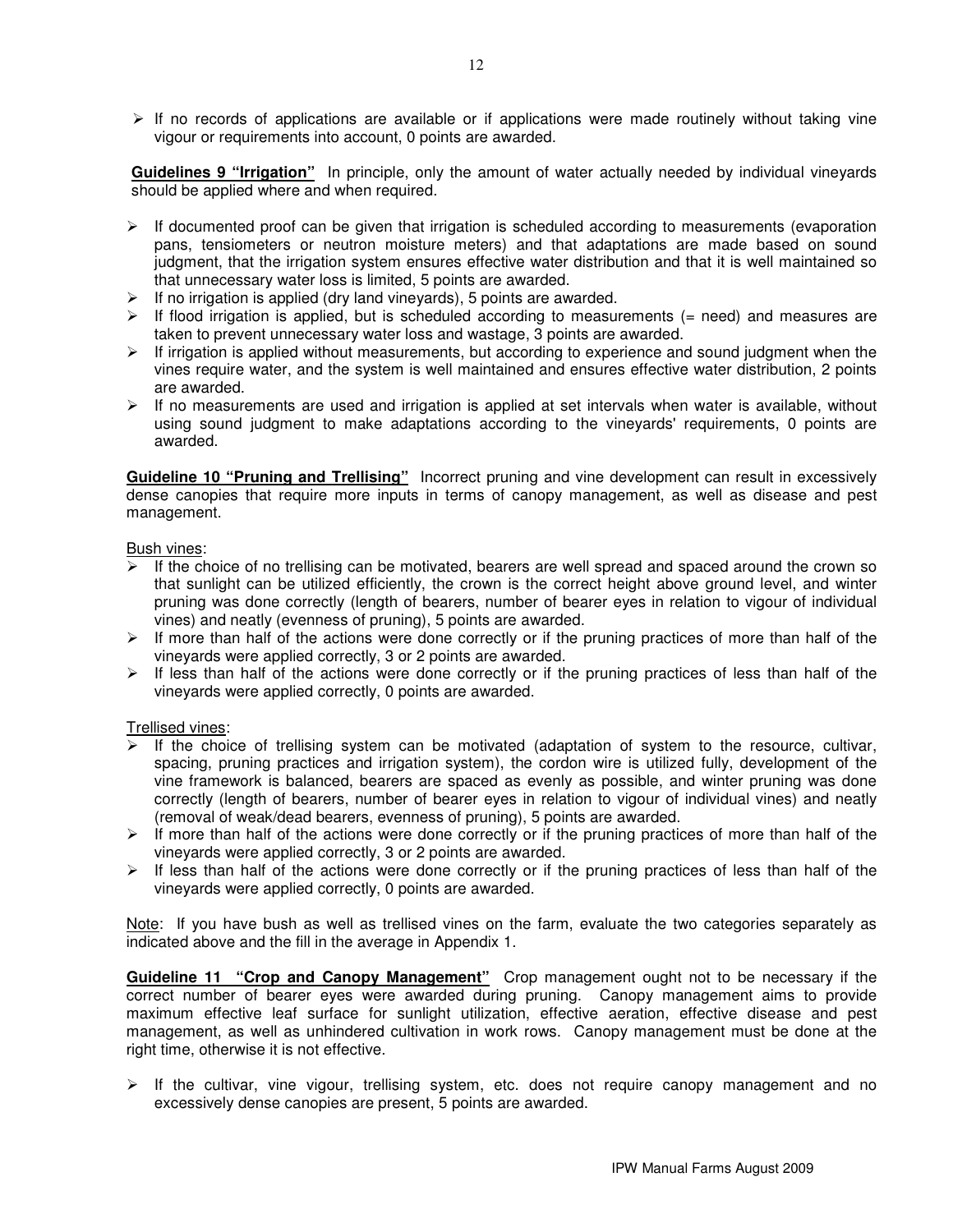- If no records of applications are available or if applications were made routinely without taking vine vigour or requirements into account, 0 points are awarded.

**<u>Guidelines 9 "Irrigation"</u>** In principle, only the amount of water actually needed by individual vineyards should be applied where and when required.

- If documented proof can be given that irrigation is scheduled according to measurements (evaporation pans, tensiometers or neutron moisture meters) and that adaptations are made based on sound judgment, that the irrigation system ensures effective water distribution and that it is well maintained so that unnecessary water loss is limited, 5 points are awarded.
- If no irrigation is applied (dry land vineyards), 5 points are awarded.
- If flood irrigation is applied, but is scheduled according to measurements (= need) and measures are taken to prevent unnecessary water loss and wastage, 3 points are awarded.
- If irrigation is applied without measurements, but according to experience and sound judgment when the vines require water, and the system is well maintained and ensures effective water distribution, 2 points are awarded.
- If no measurements are used and irrigation is applied at set intervals when water is available, without using sound judgment to make adaptations according to the vineyards' requirements, 0 points are awarded.

**<u>Guideline 10 "Pruning and Trellising"</u>** Incorrect pruning and vine development can result in excessively dense canopies that require more inputs in terms of canopy management, as well as disease and pest management.

<u>Bush vines</u>:

- If the choice of no trellising can be motivated, bearers are well spread and spaced around the crown so that sunlight can be utilized efficiently, the crown is the correct height above ground level, and winter pruning was done correctly (length of bearers, number of bearer eyes in relation to vigour of individual vines) and neatly (evenness of pruning), 5 points are awarded.
- If more than half of the actions were done correctly or if the pruning practices of more than half of the vineyards were applied correctly, 3 or 2 points are awarded.
- If less than half of the actions were done correctly or if the pruning practices of less than half of the vineyards were applied correctly, 0 points are awarded.

<u>Trellised vines</u>:

- If the choice of trellising system can be motivated (adaptation of system to the resource, cultivar, spacing, pruning practices and irrigation system), the cordon wire is utilized fully, development of the vine framework is balanced, bearers are spaced as evenly as possible, and winter pruning was done correctly (length of bearers, number of bearer eyes in relation to vigour of individual vines) and neatly (removal of weak/dead bearers, evenness of pruning), 5 points are awarded.
- If more than half of the actions were done correctly or if the pruning practices of more than half of the vineyards were applied correctly, 3 or 2 points are awarded.
- If less than half of the actions were done correctly or if the pruning practices of less than half of the vineyards were applied correctly, 0 points are awarded.

<u>Note</u>: If you have bush as well as trellised vines on the farm, evaluate the two categories separately as indicated above and the fill in the average in Appendix 1.

**<u>Guideline 11 "Crop and Canopy Management"</u>** Crop management ought not to be necessary if the correct number of bearer eyes were awarded during pruning. Canopy management aims to provide maximum effective leaf surface for sunlight utilization, effective aeration, effective disease and pest management, as well as unhindered cultivation in work rows. Canopy management must be done at the right time, otherwise it is not effective.

- If the cultivar, vine vigour, trellising system, etc. does not require canopy management and no excessively dense canopies are present, 5 points are awarded.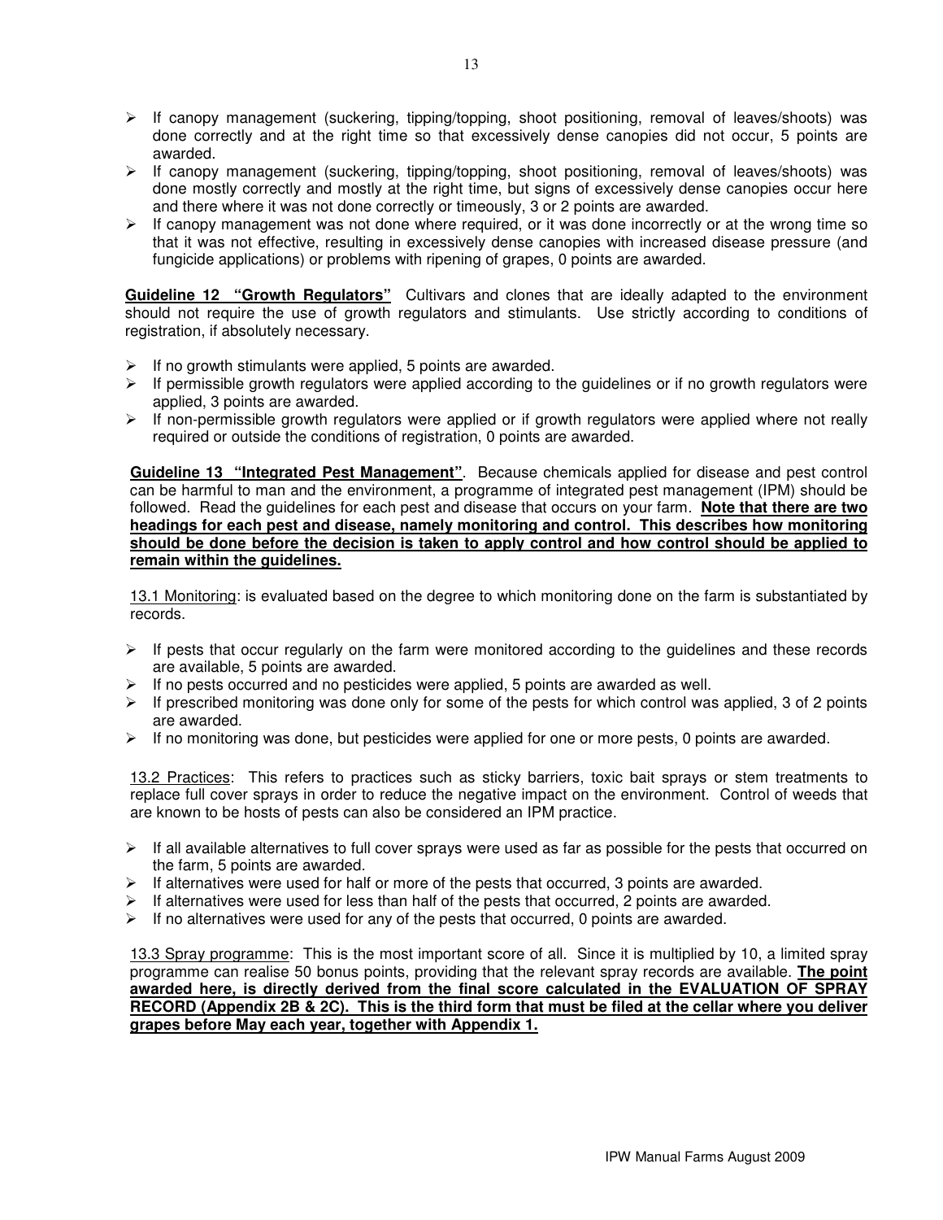- If canopy management (suckering, tipping/topping, shoot positioning, removal of leaves/shoots) was done correctly and at the right time so that excessively dense canopies did not occur, 5 points are awarded.
- If canopy management (suckering, tipping/topping, shoot positioning, removal of leaves/shoots) was done mostly correctly and mostly at the right time, but signs of excessively dense canopies occur here and there where it was not done correctly or timeously, 3 or 2 points are awarded.
- If canopy management was not done where required, or it was done incorrectly or at the wrong time so that it was not effective, resulting in excessively dense canopies with increased disease pressure (and fungicide applications) or problems with ripening of grapes, 0 points are awarded.

**Guideline 12 "Growth Regulators"** Cultivars and clones that are ideally adapted to the environment should not require the use of growth regulators and stimulants. Use strictly according to conditions of registration, if absolutely necessary.

- If no growth stimulants were applied, 5 points are awarded.
- If permissible growth regulators were applied according to the guidelines or if no growth regulators were applied, 3 points are awarded.
- If non-permissible growth regulators were applied or if growth regulators were applied where not really required or outside the conditions of registration, 0 points are awarded.

**Guideline 13 "Integrated Pest Management"**. Because chemicals applied for disease and pest control can be harmful to man and the environment, a programme of integrated pest management (IPM) should be followed. Read the guidelines for each pest and disease that occurs on your farm. **Note that there are two headings for each pest and disease, namely monitoring and control. This describes how monitoring should be done before the decision is taken to apply control and how control should be applied to remain within the guidelines.**

13.1 Monitoring: is evaluated based on the degree to which monitoring done on the farm is substantiated by records.

- If pests that occur regularly on the farm were monitored according to the guidelines and these records are available, 5 points are awarded.
- If no pests occurred and no pesticides were applied, 5 points are awarded as well.
- If prescribed monitoring was done only for some of the pests for which control was applied, 3 of 2 points are awarded.
- If no monitoring was done, but pesticides were applied for one or more pests, 0 points are awarded.

13.2 Practices: This refers to practices such as sticky barriers, toxic bait sprays or stem treatments to replace full cover sprays in order to reduce the negative impact on the environment. Control of weeds that are known to be hosts of pests can also be considered an IPM practice.

- If all available alternatives to full cover sprays were used as far as possible for the pests that occurred on the farm, 5 points are awarded.
- If alternatives were used for half or more of the pests that occurred, 3 points are awarded.
- If alternatives were used for less than half of the pests that occurred, 2 points are awarded.
- If no alternatives were used for any of the pests that occurred, 0 points are awarded.

13.3 Spray programme: This is the most important score of all. Since it is multiplied by 10, a limited spray programme can realise 50 bonus points, providing that the relevant spray records are available. **The point awarded here, is directly derived from the final score calculated in the EVALUATION OF SPRAY RECORD (Appendix 2B & 2C). This is the third form that must be filed at the cellar where you deliver grapes before May each year, together with Appendix 1.**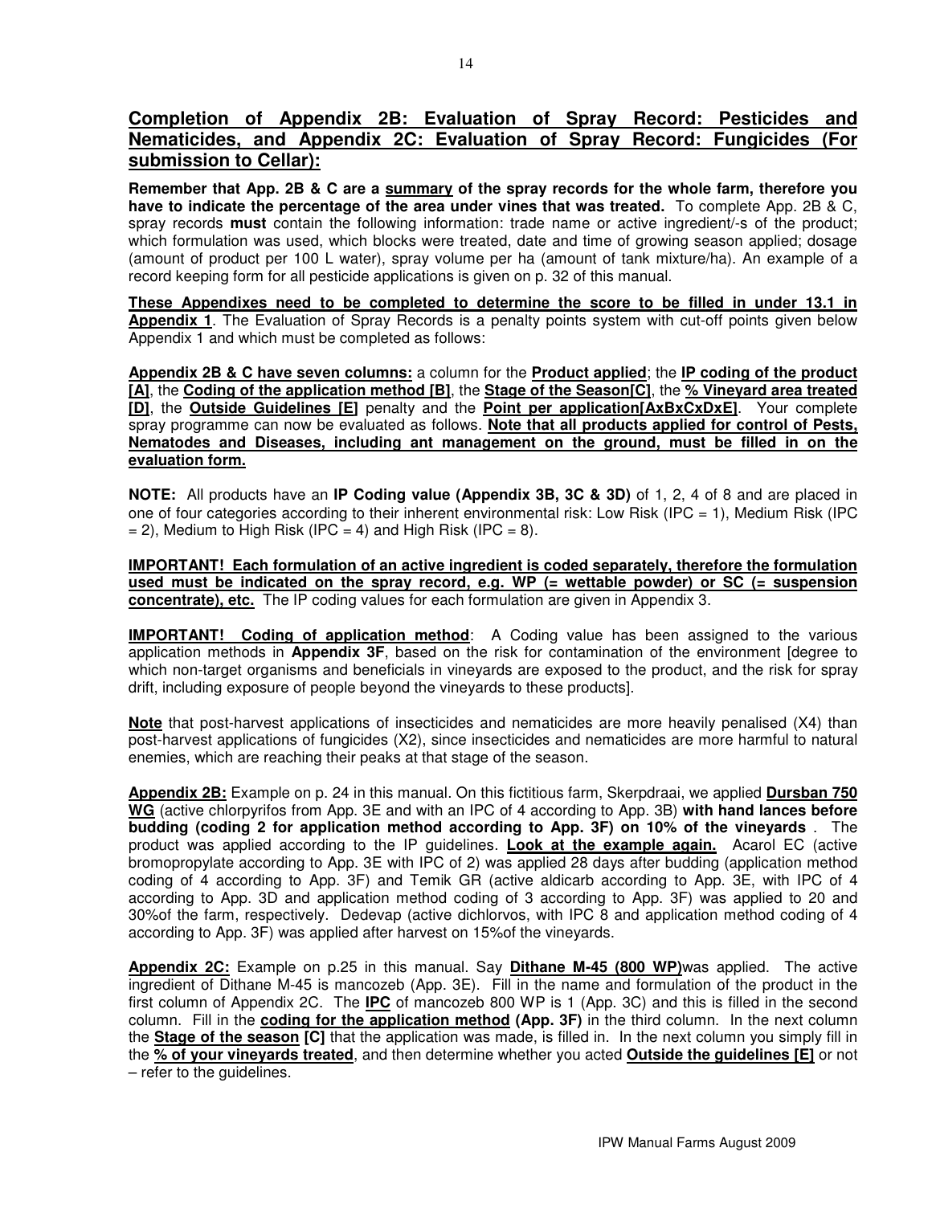## Completion of Appendix 2B: Evaluation of Spray Record: Pesticides and Nematicides, and Appendix 2C: Evaluation of Spray Record: Fungicides (For submission to Cellar):

**Remember that App. 2B & C are a summary of the spray records for the whole farm, therefore you have to indicate the percentage of the area under vines that was treated.** To complete App. 2B & C, spray records **must** contain the following information: trade name or active ingredient/-s of the product; which formulation was used, which blocks were treated, date and time of growing season applied; dosage (amount of product per 100 L water), spray volume per ha (amount of tank mixture/ha). An example of a record keeping form for all pesticide applications is given on p. 32 of this manual.

**These Appendixes need to be completed to determine the score to be filled in under 13.1 in Appendix 1**. The Evaluation of Spray Records is a penalty points system with cut-off points given below Appendix 1 and which must be completed as follows:

**Appendix 2B & C have seven columns:** a column for the **Product applied**; the **IP coding of the product [A]**, the **Coding of the application method [B]**, the **Stage of the Season[C]**, the **% Vineyard area treated [D]**, the **Outside Guidelines [E]** penalty and the **Point per application[AxBxCxDxE]**. Your complete spray programme can now be evaluated as follows. **Note that all products applied for control of Pests, Nematodes and Diseases, including ant management on the ground, must be filled in on the evaluation form.**

**NOTE:** All products have an **IP Coding value (Appendix 3B, 3C & 3D)** of 1, 2, 4 of 8 and are placed in one of four categories according to their inherent environmental risk: Low Risk (IPC = 1), Medium Risk (IPC = 2), Medium to High Risk (IPC = 4) and High Risk (IPC = 8).

**IMPORTANT! Each formulation of an active ingredient is coded separately, therefore the formulation used must be indicated on the spray record, e.g. WP (= wettable powder) or SC (= suspension concentrate), etc.** The IP coding values for each formulation are given in Appendix 3.

**IMPORTANT! Coding of application method**: A Coding value has been assigned to the various application methods in **Appendix 3F**, based on the risk for contamination of the environment [degree to which non-target organisms and beneficials in vineyards are exposed to the product, and the risk for spray drift, including exposure of people beyond the vineyards to these products].

**Note** that post-harvest applications of insecticides and nematicides are more heavily penalised (X4) than post-harvest applications of fungicides (X2), since insecticides and nematicides are more harmful to natural enemies, which are reaching their peaks at that stage of the season.

**Appendix 2B:** Example on p. 24 in this manual. On this fictitious farm, Skerpdraai, we applied **Dursban 750 WG** (active chlorpyrifos from App. 3E and with an IPC of 4 according to App. 3B) **with hand lances before budding (coding 2 for application method according to App. 3F) on 10% of the vineyards** . The product was applied according to the IP guidelines. **Look at the example again.** Acarol EC (active bromopropylate according to App. 3E with IPC of 2) was applied 28 days after budding (application method coding of 4 according to App. 3F) and Temik GR (active aldicarb according to App. 3E, with IPC of 4 according to App. 3D and application method coding of 3 according to App. 3F) was applied to 20 and 30%of the farm, respectively. Dedevap (active dichlorvos, with IPC 8 and application method coding of 4 according to App. 3F) was applied after harvest on 15%of the vineyards.

**Appendix 2C:** Example on p.25 in this manual. Say **Dithane M-45 (800 WP)**was applied. The active ingredient of Dithane M-45 is mancozeb (App. 3E). Fill in the name and formulation of the product in the first column of Appendix 2C. The **IPC** of mancozeb 800 WP is 1 (App. 3C) and this is filled in the second column. Fill in the **coding for the application method (App. 3F)** in the third column. In the next column the **Stage of the season [C]** that the application was made, is filled in. In the next column you simply fill in the **% of your vineyards treated**, and then determine whether you acted **Outside the guidelines [E]** or not – refer to the guidelines.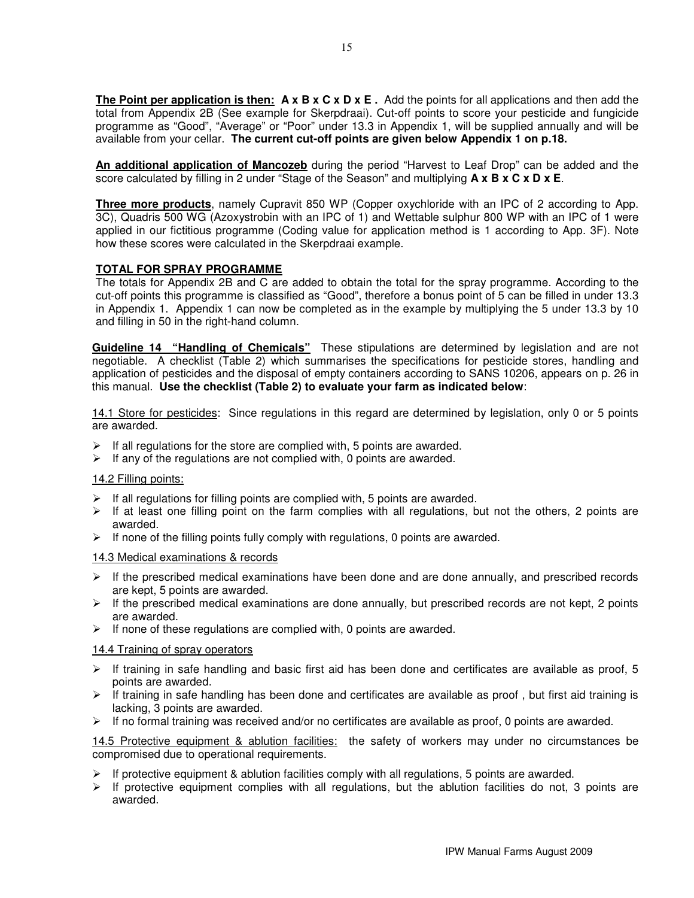**The Point per application is then: A x B x C x D x E .** Add the points for all applications and then add the total from Appendix 2B (See example for Skerpdraai). Cut-off points to score your pesticide and fungicide programme as "Good", "Average" or "Poor" under 13.3 in Appendix 1, will be supplied annually and will be available from your cellar. **The current cut-off points are given below Appendix 1 on p.18.**

**An additional application of Mancozeb** during the period "Harvest to Leaf Drop" can be added and the score calculated by filling in 2 under "Stage of the Season" and multiplying **A x B x C x D x E**.

**Three more products**, namely Cupravit 850 WP (Copper oxychloride with an IPC of 2 according to App. 3C), Quadris 500 WG (Azoxystrobin with an IPC of 1) and Wettable sulphur 800 WP with an IPC of 1 were applied in our fictitious programme (Coding value for application method is 1 according to App. 3F). Note how these scores were calculated in the Skerpdraai example.

**TOTAL FOR SPRAY PROGRAMME**

The totals for Appendix 2B and C are added to obtain the total for the spray programme. According to the cut-off points this programme is classified as "Good", therefore a bonus point of 5 can be filled in under 13.3 in Appendix 1. Appendix 1 can now be completed as in the example by multiplying the 5 under 13.3 by 10 and filling in 50 in the right-hand column.

**Guideline 14 "Handling of Chemicals"** These stipulations are determined by legislation and are not negotiable. A checklist (Table 2) which summarises the specifications for pesticide stores, handling and application of pesticides and the disposal of empty containers according to SANS 10206, appears on p. 26 in this manual. **Use the checklist (Table 2) to evaluate your farm as indicated below**:

14.1 Store for pesticides: Since regulations in this regard are determined by legislation, only 0 or 5 points are awarded.

- If all regulations for the store are complied with, 5 points are awarded.
- If any of the regulations are not complied with, 0 points are awarded.

14.2 Filling points:

- If all regulations for filling points are complied with, 5 points are awarded.
- If at least one filling point on the farm complies with all regulations, but not the others, 2 points are awarded.
- If none of the filling points fully comply with regulations, 0 points are awarded.

14.3 Medical examinations & records

- If the prescribed medical examinations have been done and are done annually, and prescribed records are kept, 5 points are awarded.
- If the prescribed medical examinations are done annually, but prescribed records are not kept, 2 points are awarded.
- If none of these regulations are complied with, 0 points are awarded.

14.4 Training of spray operators

- If training in safe handling and basic first aid has been done and certificates are available as proof, 5 points are awarded.
- If training in safe handling has been done and certificates are available as proof , but first aid training is lacking, 3 points are awarded.
- If no formal training was received and/or no certificates are available as proof, 0 points are awarded.

14.5 Protective equipment & ablution facilities: the safety of workers may under no circumstances be compromised due to operational requirements.

- If protective equipment & ablution facilities comply with all regulations, 5 points are awarded.
- If protective equipment complies with all regulations, but the ablution facilities do not, 3 points are awarded.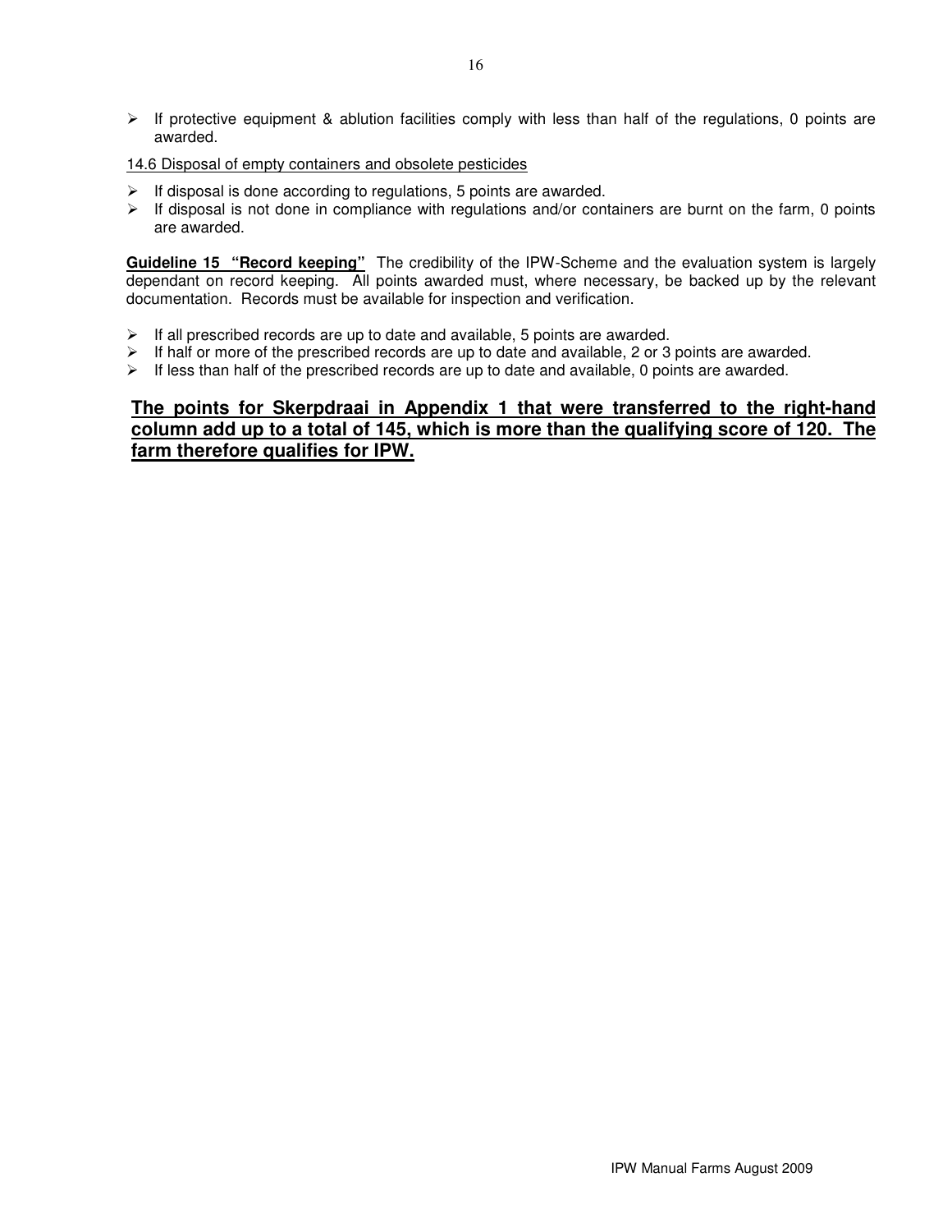- If protective equipment & ablution facilities comply with less than half of the regulations, 0 points are awarded.

14.6 Disposal of empty containers and obsolete pesticides

- If disposal is done according to regulations, 5 points are awarded.
- If disposal is not done in compliance with regulations and/or containers are burnt on the farm, 0 points are awarded.

**Guideline 15 "Record keeping"** The credibility of the IPW-Scheme and the evaluation system is largely dependant on record keeping. All points awarded must, where necessary, be backed up by the relevant documentation. Records must be available for inspection and verification.

- If all prescribed records are up to date and available, 5 points are awarded.
- If half or more of the prescribed records are up to date and available, 2 or 3 points are awarded.
- If less than half of the prescribed records are up to date and available, 0 points are awarded.

**The points for Skerpdraai in Appendix 1 that were transferred to the right-hand column add up to a total of 145, which is more than the qualifying score of 120. The farm therefore qualifies for IPW.**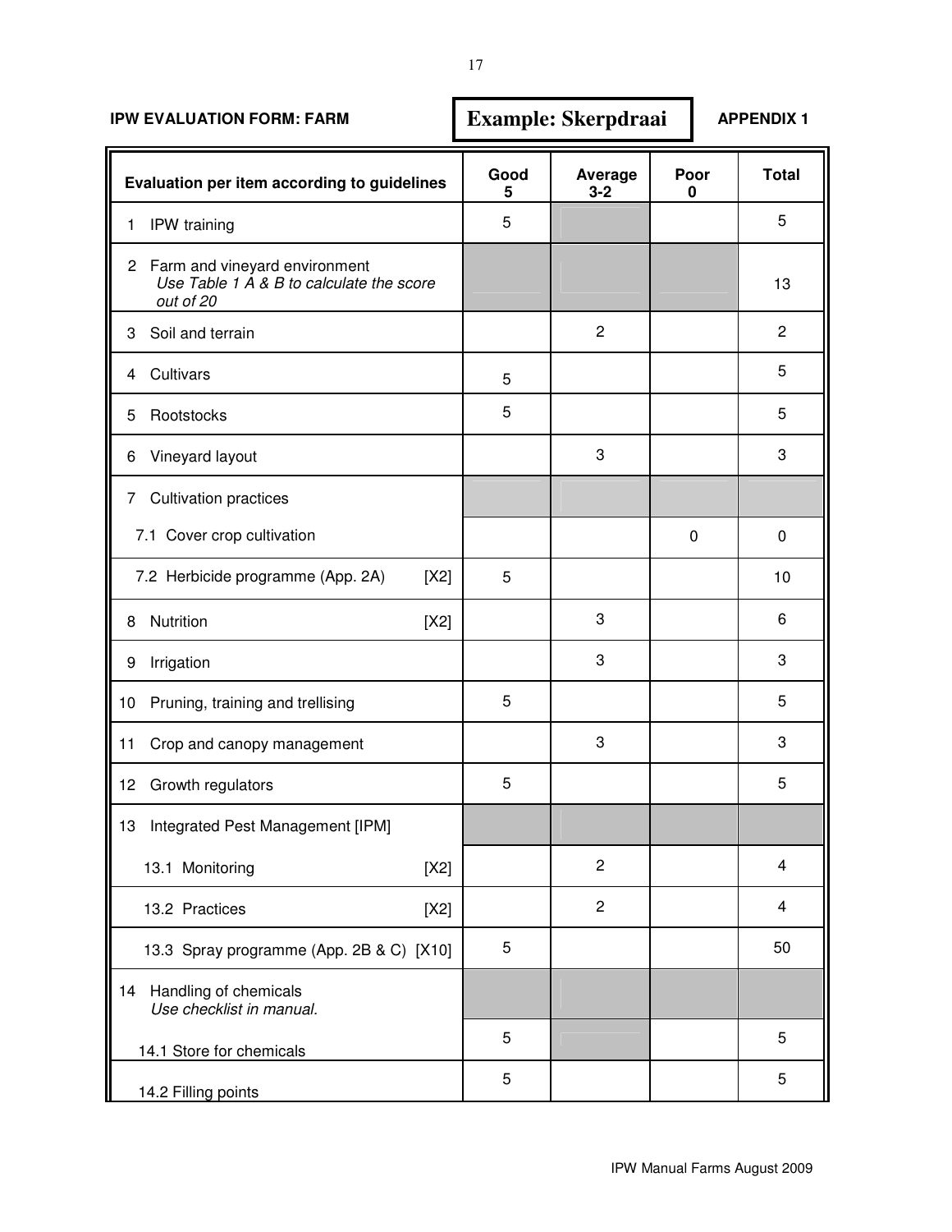**IPW EVALUATION FORM: FARM** | **Example: Skerpdraai** | **APPENDIX 1**

| Evaluation per item according to guidelines | Good 5 | Average 3-2 | Poor 0 | Total |
|---|---|---|---|---|
| 1 IPW training | 5 | | | 5 |
| 2 Farm and vineyard environment *Use Table 1 A & B to calculate the score out of 20* | | | | 13 |
| 3 Soil and terrain | | 2 | | 2 |
| 4 Cultivars | 5 | | | 5 |
| 5 Rootstocks | 5 | | | 5 |
| 6 Vineyard layout | | 3 | | 3 |
| 7 Cultivation practices | | | | |
| 7.1 Cover crop cultivation | | | 0 | 0 |
| 7.2 Herbicide programme (App. 2A) [X2] | 5 | | | 10 |
| 8 Nutrition [X2] | | 3 | | 6 |
| 9 Irrigation | | 3 | | 3 |
| 10 Pruning, training and trellising | 5 | | | 5 |
| 11 Crop and canopy management | | 3 | | 3 |
| 12 Growth regulators | 5 | | | 5 |
| 13 Integrated Pest Management [IPM] | | | | |
| 13.1 Monitoring [X2] | | 2 | | 4 |
| 13.2 Practices [X2] | | 2 | | 4 |
| 13.3 Spray programme (App. 2B & C) [X10] | 5 | | | 50 |
| 14 Handling of chemicals *Use checklist in manual.* | | | | |
| 14.1 Store for chemicals | 5 | | | 5 |
| 14.2 Filling points | 5 | | | 5 |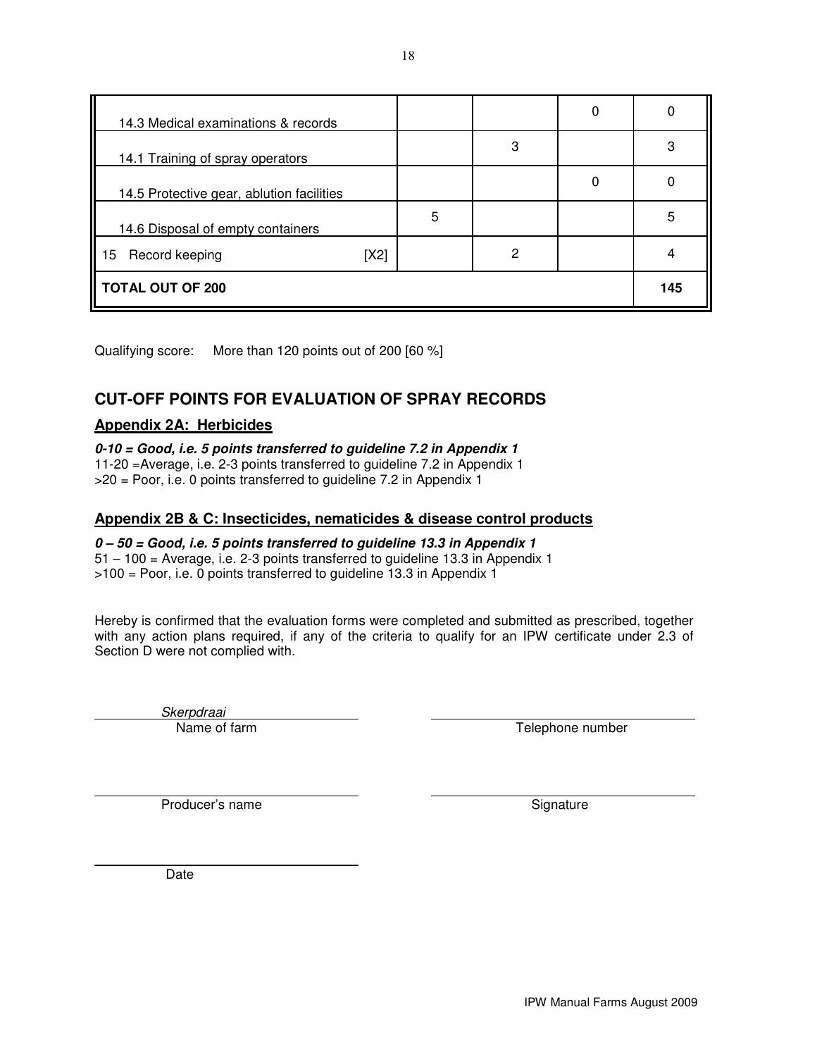| | | | | |
|---|---|---|---|---|
| 14.3 Medical examinations & records | | | 0 | 0 |
| 14.1 Training of spray operators | | 3 | | 3 |
| 14.5 Protective gear, ablution facilities | | | 0 | 0 |
| 14.6 Disposal of empty containers | 5 | | | 5 |
| 15 Record keeping [X2] | | 2 | | 4 |
| **TOTAL OUT OF 200** | | | | **145** |

Qualifying score: More than 120 points out of 200 [60 %]

## CUT-OFF POINTS FOR EVALUATION OF SPRAY RECORDS

### Appendix 2A: Herbicides

***0-10 = Good, i.e. 5 points transferred to guideline 7.2 in Appendix 1***
11-20 =Average, i.e. 2-3 points transferred to guideline 7.2 in Appendix 1
>20 = Poor, i.e. 0 points transferred to guideline 7.2 in Appendix 1

### Appendix 2B & C: Insecticides, nematicides & disease control products

***0 – 50 = Good, i.e. 5 points transferred to guideline 13.3 in Appendix 1***
51 – 100 = Average, i.e. 2-3 points transferred to guideline 13.3 in Appendix 1
>100 = Poor, i.e. 0 points transferred to guideline 13.3 in Appendix 1

Hereby is confirmed that the evaluation forms were completed and submitted as prescribed, together with any action plans required, if any of the criteria to qualify for an IPW certificate under 2.3 of Section D were not complied with.

*Skerpdraai*
Name of farm

Telephone number

Producer's name

Signature

Date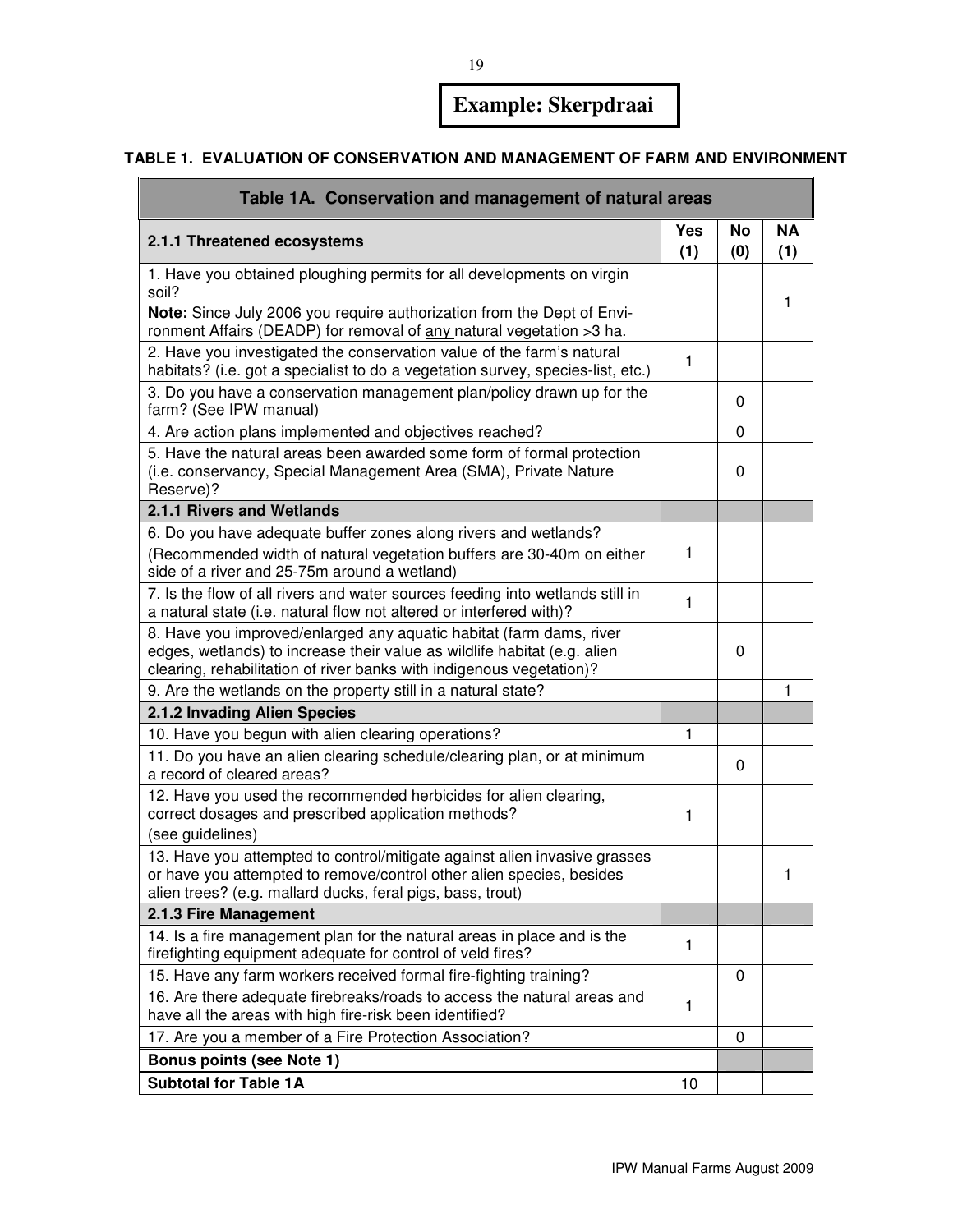**Example: Skerpdraai**

**TABLE 1. EVALUATION OF CONSERVATION AND MANAGEMENT OF FARM AND ENVIRONMENT**

| Table 1A. Conservation and management of natural areas | | | |
|---|---|---|---|
| **2.1.1 Threatened ecosystems** | **Yes (1)** | **No (0)** | **NA (1)** |
| 1. Have you obtained ploughing permits for all developments on virgin soil?<br>**Note:** Since July 2006 you require authorization from the Dept of Environment Affairs (DEADP) for removal of <u>any</u> natural vegetation >3 ha. | | | 1 |
| 2. Have you investigated the conservation value of the farm's natural habitats? (i.e. got a specialist to do a vegetation survey, species-list, etc.) | 1 | | |
| 3. Do you have a conservation management plan/policy drawn up for the farm? (See IPW manual) | | 0 | |
| 4. Are action plans implemented and objectives reached? | | 0 | |
| 5. Have the natural areas been awarded some form of formal protection (i.e. conservancy, Special Management Area (SMA), Private Nature Reserve)? | | 0 | |
| **2.1.1 Rivers and Wetlands** | | | |
| 6. Do you have adequate buffer zones along rivers and wetlands?<br>(Recommended width of natural vegetation buffers are 30-40m on either side of a river and 25-75m around a wetland) | 1 | | |
| 7. Is the flow of all rivers and water sources feeding into wetlands still in a natural state (i.e. natural flow not altered or interfered with)? | 1 | | |
| 8. Have you improved/enlarged any aquatic habitat (farm dams, river edges, wetlands) to increase their value as wildlife habitat (e.g. alien clearing, rehabilitation of river banks with indigenous vegetation)? | | 0 | |
| 9. Are the wetlands on the property still in a natural state? | | | 1 |
| **2.1.2 Invading Alien Species** | | | |
| 10. Have you begun with alien clearing operations? | 1 | | |
| 11. Do you have an alien clearing schedule/clearing plan, or at minimum a record of cleared areas? | | 0 | |
| 12. Have you used the recommended herbicides for alien clearing, correct dosages and prescribed application methods?<br>(see guidelines) | 1 | | |
| 13. Have you attempted to control/mitigate against alien invasive grasses or have you attempted to remove/control other alien species, besides alien trees? (e.g. mallard ducks, feral pigs, bass, trout) | | | 1 |
| **2.1.3 Fire Management** | | | |
| 14. Is a fire management plan for the natural areas in place and is the firefighting equipment adequate for control of veld fires? | 1 | | |
| 15. Have any farm workers received formal fire-fighting training? | | 0 | |
| 16. Are there adequate firebreaks/roads to access the natural areas and have all the areas with high fire-risk been identified? | 1 | | |
| 17. Are you a member of a Fire Protection Association? | | 0 | |
| **Bonus points (see Note 1)** | | | |
| **Subtotal for Table 1A** | 10 | | |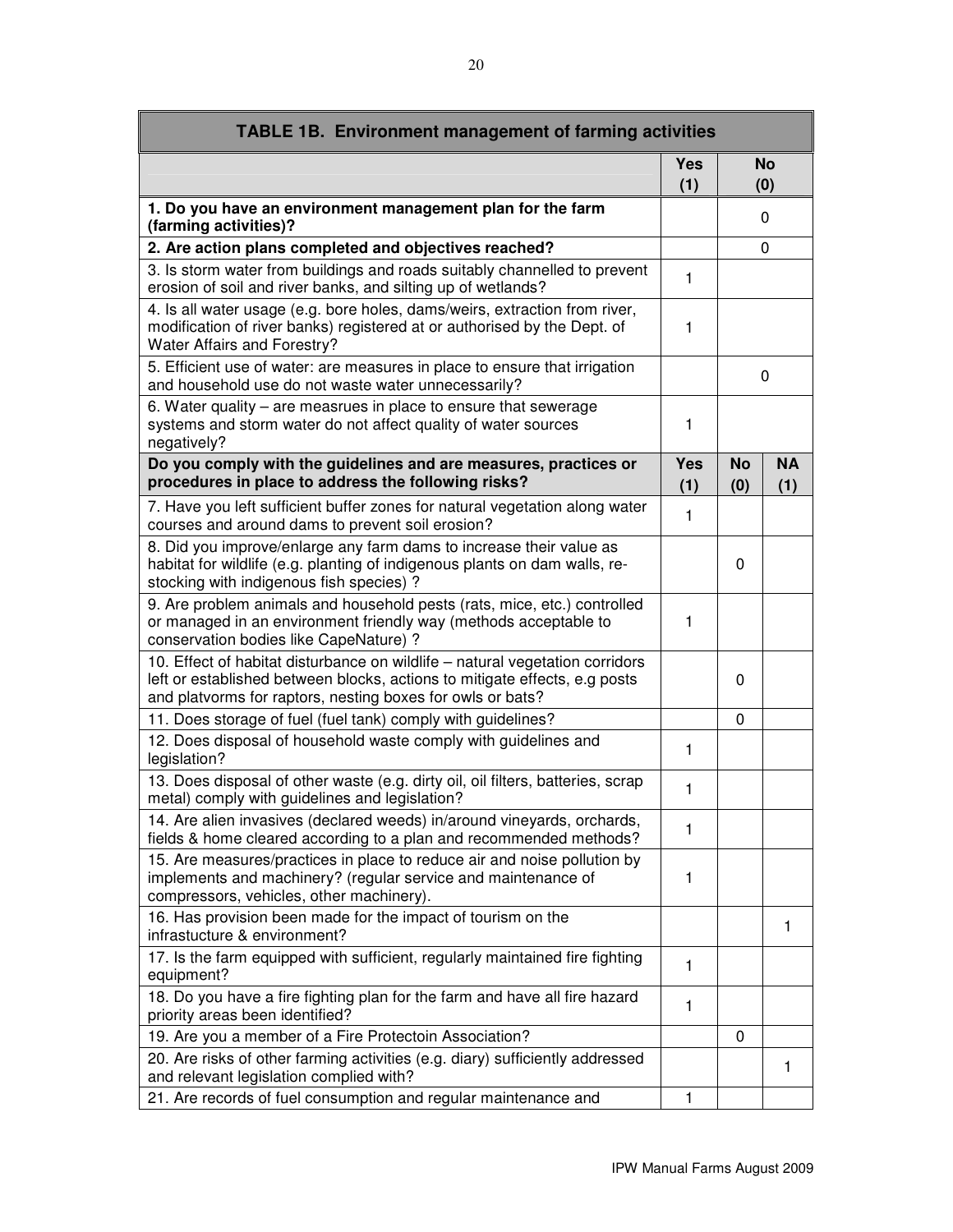| TABLE 1B. Environment management of farming activities | | | |
|---|---|---|---|
| | **Yes (1)** | **No (0)** | |
| **1. Do you have an environment management plan for the farm (farming activities)?** | | 0 | |
| **2. Are action plans completed and objectives reached?** | | 0 | |
| 3. Is storm water from buildings and roads suitably channelled to prevent erosion of soil and river banks, and silting up of wetlands? | 1 | | |
| 4. Is all water usage (e.g. bore holes, dams/weirs, extraction from river, modification of river banks) registered at or authorised by the Dept. of Water Affairs and Forestry? | 1 | | |
| 5. Efficient use of water: are measures in place to ensure that irrigation and household use do not waste water unnecessarily? | | 0 | |
| 6. Water quality – are measrues in place to ensure that sewerage systems and storm water do not affect quality of water sources negatively? | 1 | | |
| **Do you comply with the guidelines and are measures, practices or procedures in place to address the following risks?** | **Yes (1)** | **No (0)** | **NA (1)** |
| 7. Have you left sufficient buffer zones for natural vegetation along water courses and around dams to prevent soil erosion? | 1 | | |
| 8. Did you improve/enlarge any farm dams to increase their value as habitat for wildlife (e.g. planting of indigenous plants on dam walls, re-stocking with indigenous fish species) ? | | 0 | |
| 9. Are problem animals and household pests (rats, mice, etc.) controlled or managed in an environment friendly way (methods acceptable to conservation bodies like CapeNature) ? | 1 | | |
| 10. Effect of habitat disturbance on wildlife – natural vegetation corridors left or established between blocks, actions to mitigate effects, e.g posts and platvorms for raptors, nesting boxes for owls or bats? | | 0 | |
| 11. Does storage of fuel (fuel tank) comply with guidelines? | | 0 | |
| 12. Does disposal of household waste comply with guidelines and legislation? | 1 | | |
| 13. Does disposal of other waste (e.g. dirty oil, oil filters, batteries, scrap metal) comply with guidelines and legislation? | 1 | | |
| 14. Are alien invasives (declared weeds) in/around vineyards, orchards, fields & home cleared according to a plan and recommended methods? | 1 | | |
| 15. Are measures/practices in place to reduce air and noise pollution by implements and machinery? (regular service and maintenance of compressors, vehicles, other machinery). | 1 | | |
| 16. Has provision been made for the impact of tourism on the infrastucture & environment? | | | 1 |
| 17. Is the farm equipped with sufficient, regularly maintained fire fighting equipment? | 1 | | |
| 18. Do you have a fire fighting plan for the farm and have all fire hazard priority areas been identified? | 1 | | |
| 19. Are you a member of a Fire Protectoin Association? | | 0 | |
| 20. Are risks of other farming activities (e.g. diary) sufficiently addressed and relevant legislation complied with? | | | 1 |
| 21. Are records of fuel consumption and regular maintenance and | 1 | | |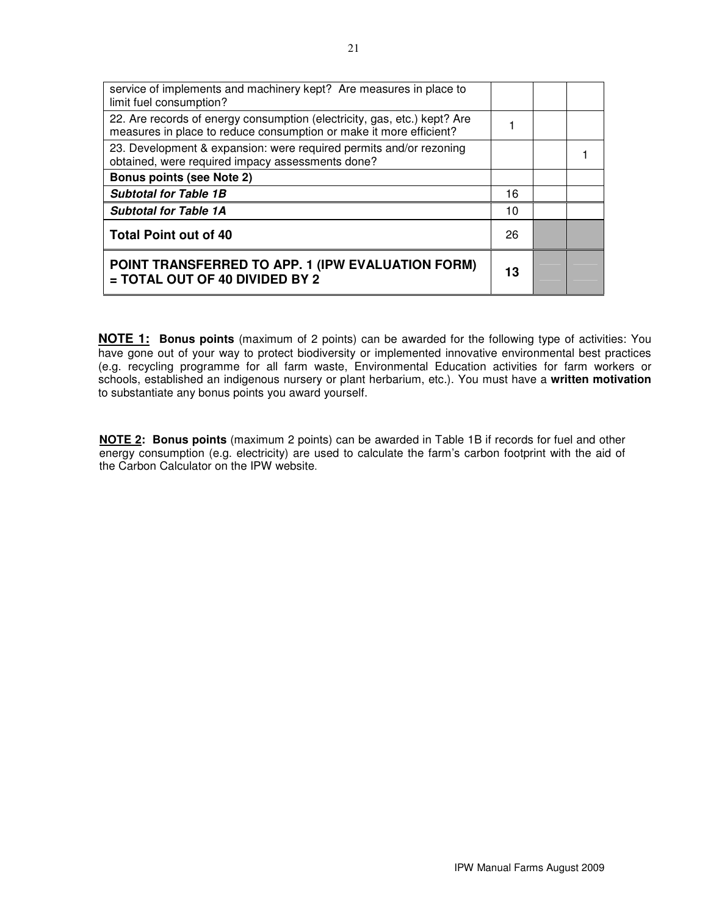| | | | |
|---|---|---|---|
| service of implements and machinery kept? Are measures in place to limit fuel consumption? | | | |
| 22. Are records of energy consumption (electricity, gas, etc.) kept? Are measures in place to reduce consumption or make it more efficient? | 1 | | |
| 23. Development & expansion: were required permits and/or rezoning obtained, were required impacy assessments done? | | | 1 |
| **Bonus points (see Note 2)** | | | |
| ***Subtotal for Table 1B*** | 16 | | |
| ***Subtotal for Table 1A*** | 10 | | |
| **Total Point out of 40** | 26 | | |
| **POINT TRANSFERRED TO APP. 1 (IPW EVALUATION FORM) = TOTAL OUT OF 40 DIVIDED BY 2** | **13** | | |

**NOTE 1: Bonus points** (maximum of 2 points) can be awarded for the following type of activities: You have gone out of your way to protect biodiversity or implemented innovative environmental best practices (e.g. recycling programme for all farm waste, Environmental Education activities for farm workers or schools, established an indigenous nursery or plant herbarium, etc.). You must have a **written motivation** to substantiate any bonus points you award yourself.

**NOTE 2: Bonus points** (maximum 2 points) can be awarded in Table 1B if records for fuel and other energy consumption (e.g. electricity) are used to calculate the farm's carbon footprint with the aid of the Carbon Calculator on the IPW website.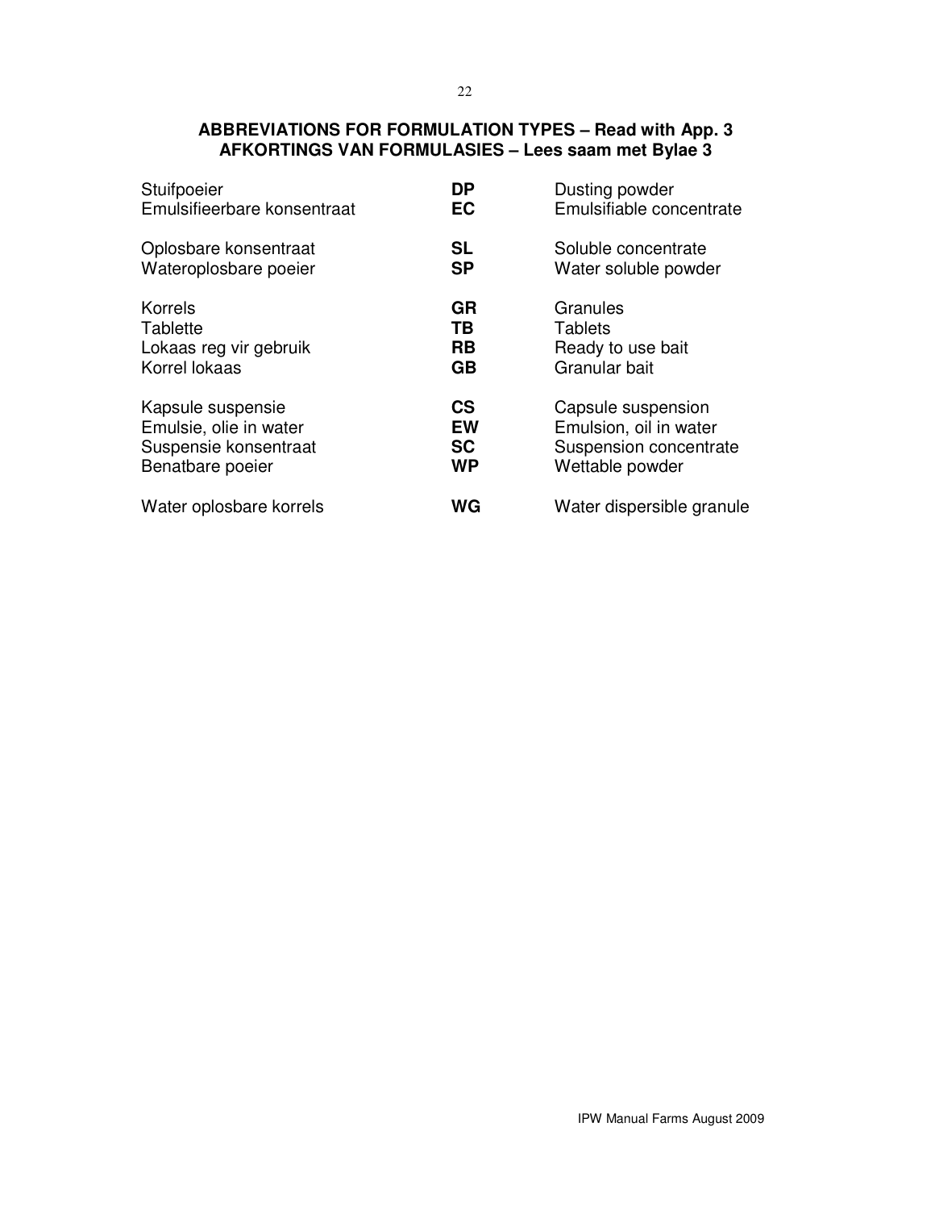## ABBREVIATIONS FOR FORMULATION TYPES – Read with App. 3
## AFKORTINGS VAN FORMULASIES – Lees saam met Bylae 3

| | | |
|---|---|---|
| Stuifpoeier | **DP** | Dusting powder |
| Emulsifieerbare konsentraat | **EC** | Emulsifiable concentrate |
| | | |
| Oplosbare konsentraat | **SL** | Soluble concentrate |
| Wateroplosbare poeier | **SP** | Water soluble powder |
| | | |
| Korrels | **GR** | Granules |
| Tablette | **TB** | Tablets |
| Lokaas reg vir gebruik | **RB** | Ready to use bait |
| Korrel lokaas | **GB** | Granular bait |
| | | |
| Kapsule suspensie | **CS** | Capsule suspension |
| Emulsie, olie in water | **EW** | Emulsion, oil in water |
| Suspensie konsentraat | **SC** | Suspension concentrate |
| Benatbare poeier | **WP** | Wettable powder |
| | | |
| Water oplosbare korrels | **WG** | Water dispersible granule |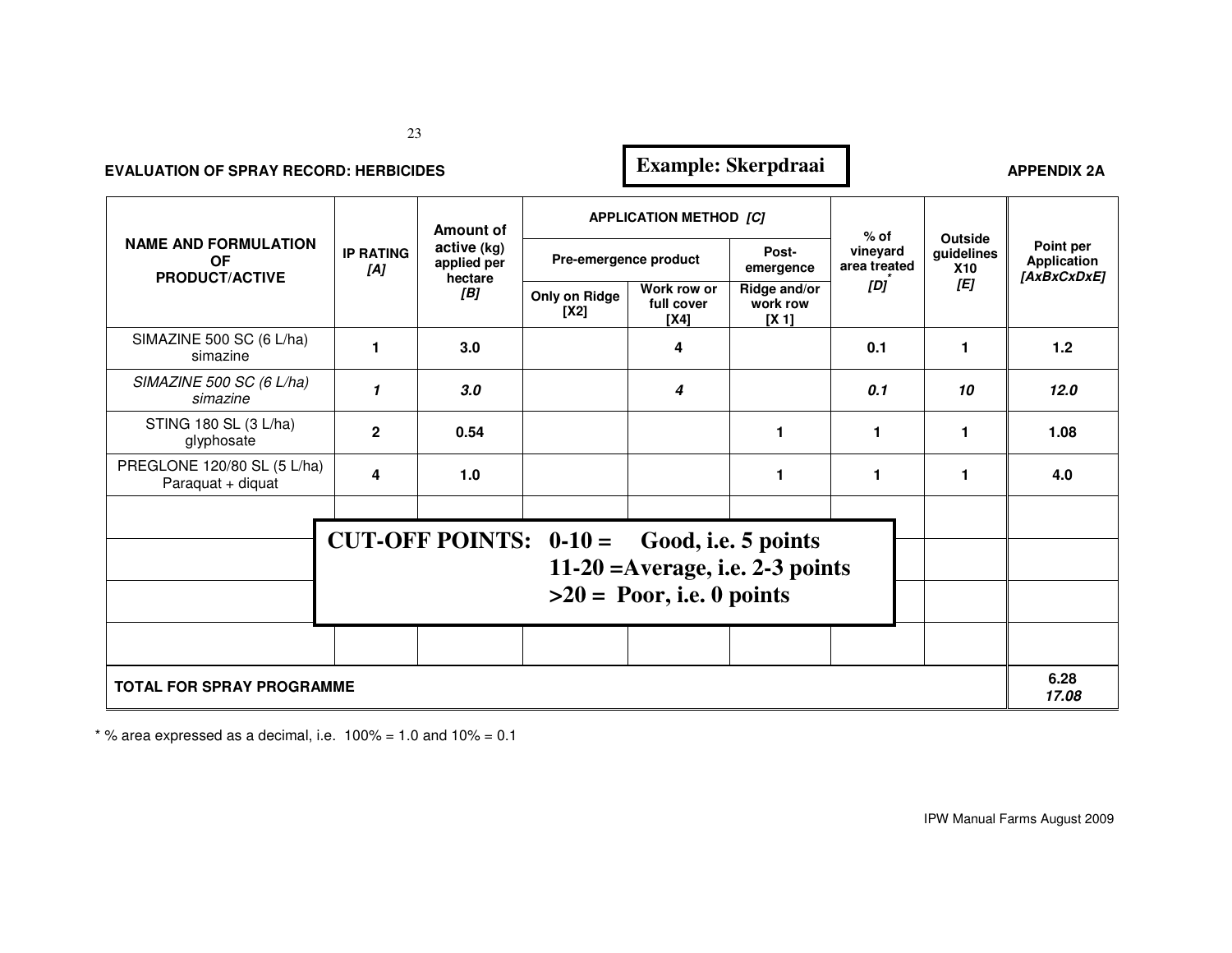**EVALUATION OF SPRAY RECORD: HERBICIDES**

**Example: Skerpdraai**

**APPENDIX 2A**

| NAME AND FORMULATION OF PRODUCT/ACTIVE | IP RATING *[A]* | Amount of active (kg) applied per hectare *[B]* | APPLICATION METHOD *[C]* | | | % of vineyard area treated *[D]** | Outside guidelines X10 *[E]* | Point per Application *[AxBxCxDxE]* |
|---|---|---|---|---|---|---|---|---|
| | | | Pre-emergence product | | Post-emergence | | | |
| | | | Only on Ridge [X2] | Work row or full cover [X4] | Ridge and/or work row [X 1] | | | |
| SIMAZINE 500 SC (6 L/ha) simazine | 1 | 3.0 | | 4 | | 0.1 | 1 | 1.2 |
| *SIMAZINE 500 SC (6 L/ha) simazine* | *1* | *3.0* | | *4* | | *0.1* | *10* | *12.0* |
| STING 180 SL (3 L/ha) glyphosate | 2 | 0.54 | | | 1 | 1 | 1 | 1.08 |
| PREGLONE 120/80 SL (5 L/ha) Paraquat + diquat | 4 | 1.0 | | | 1 | 1 | 1 | 4.0 |
| | | | | | | | | |
| | | | | | | | | |
| | | | | | | | | |
| | | | | | | | | |
| **TOTAL FOR SPRAY PROGRAMME** | | | | | | | | 6.28 *17.08* |

**CUT-OFF POINTS:**
**0-10 = Good, i.e. 5 points**
**11-20 = Average, i.e. 2-3 points**
**>20 = Poor, i.e. 0 points**

\* % area expressed as a decimal, i.e. 100% = 1.0 and 10% = 0.1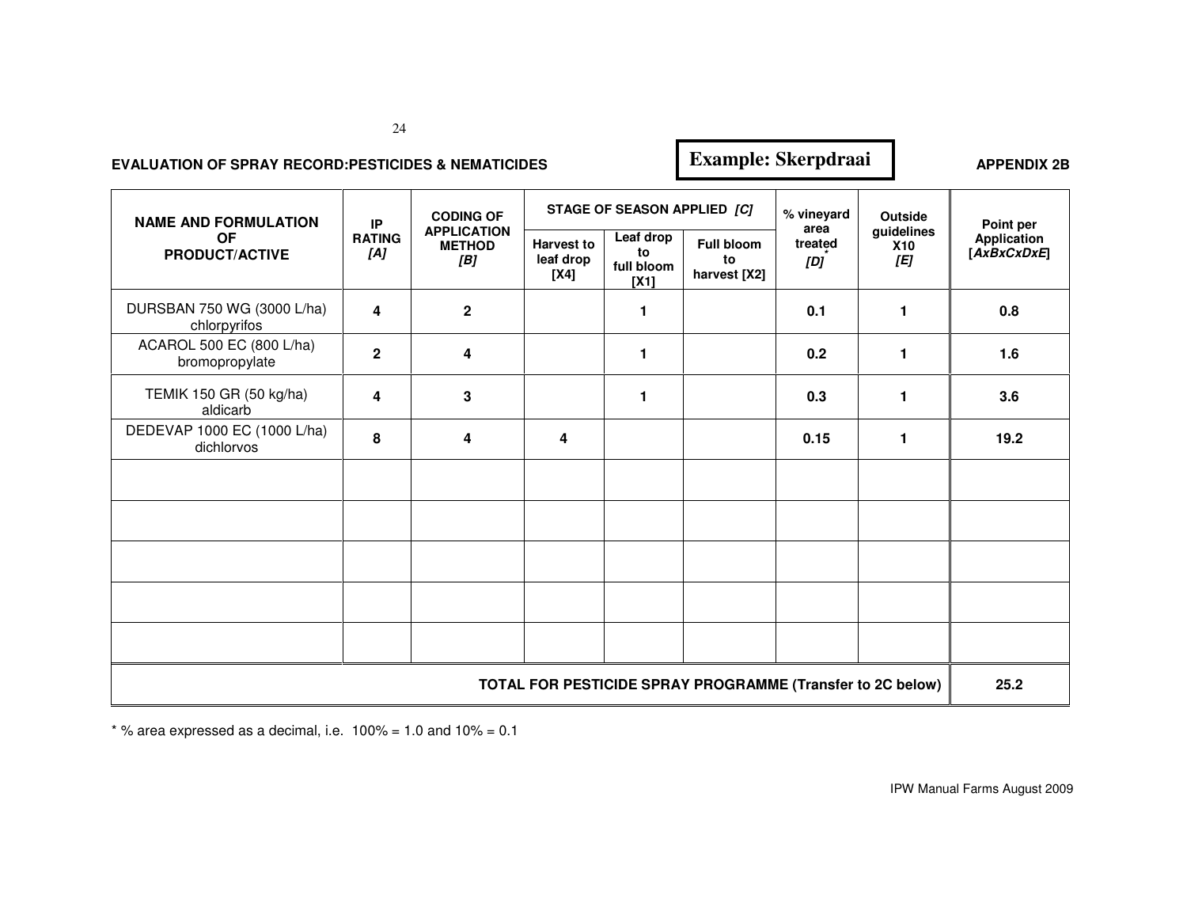**EVALUATION OF SPRAY RECORD:PESTICIDES & NEMATICIDES**

**Example: Skerpdraai**

**APPENDIX 2B**

| **NAME AND FORMULATION OF PRODUCT/ACTIVE** | **IP RATING *[A]*** | **CODING OF APPLICATION METHOD *[B]*** | **STAGE OF SEASON APPLIED *[C]*** | | | **% vineyard area treated* *[D]*** | **Outside guidelines X10 *[E]*** | **Point per Application [*AxBxCxDxE*]** |
|---|---|---|---|---|---|---|---|---|
| | | | **Harvest to leaf drop [X4]** | **Leaf drop to full bloom [X1]** | **Full bloom to harvest [X2]** | | | |
| DURSBAN 750 WG (3000 L/ha) chlorpyrifos | **4** | **2** | | **1** | | **0.1** | **1** | **0.8** |
| ACAROL 500 EC (800 L/ha) bromopropylate | **2** | **4** | | **1** | | **0.2** | **1** | **1.6** |
| TEMIK 150 GR (50 kg/ha) aldicarb | **4** | **3** | | **1** | | **0.3** | **1** | **3.6** |
| DEDEVAP 1000 EC (1000 L/ha) dichlorvos | **8** | **4** | **4** | | | **0.15** | **1** | **19.2** |
| | | | | | | | | |
| | | | | | | | | |
| | | | | | | | | |
| | | | | | | | | |
| | | | | | | | | |
| **TOTAL FOR PESTICIDE SPRAY PROGRAMME (Transfer to 2C below)** | | | | | | | | **25.2** |

\* % area expressed as a decimal, i.e. 100% = 1.0 and 10% = 0.1

IPW Manual Farms August 2009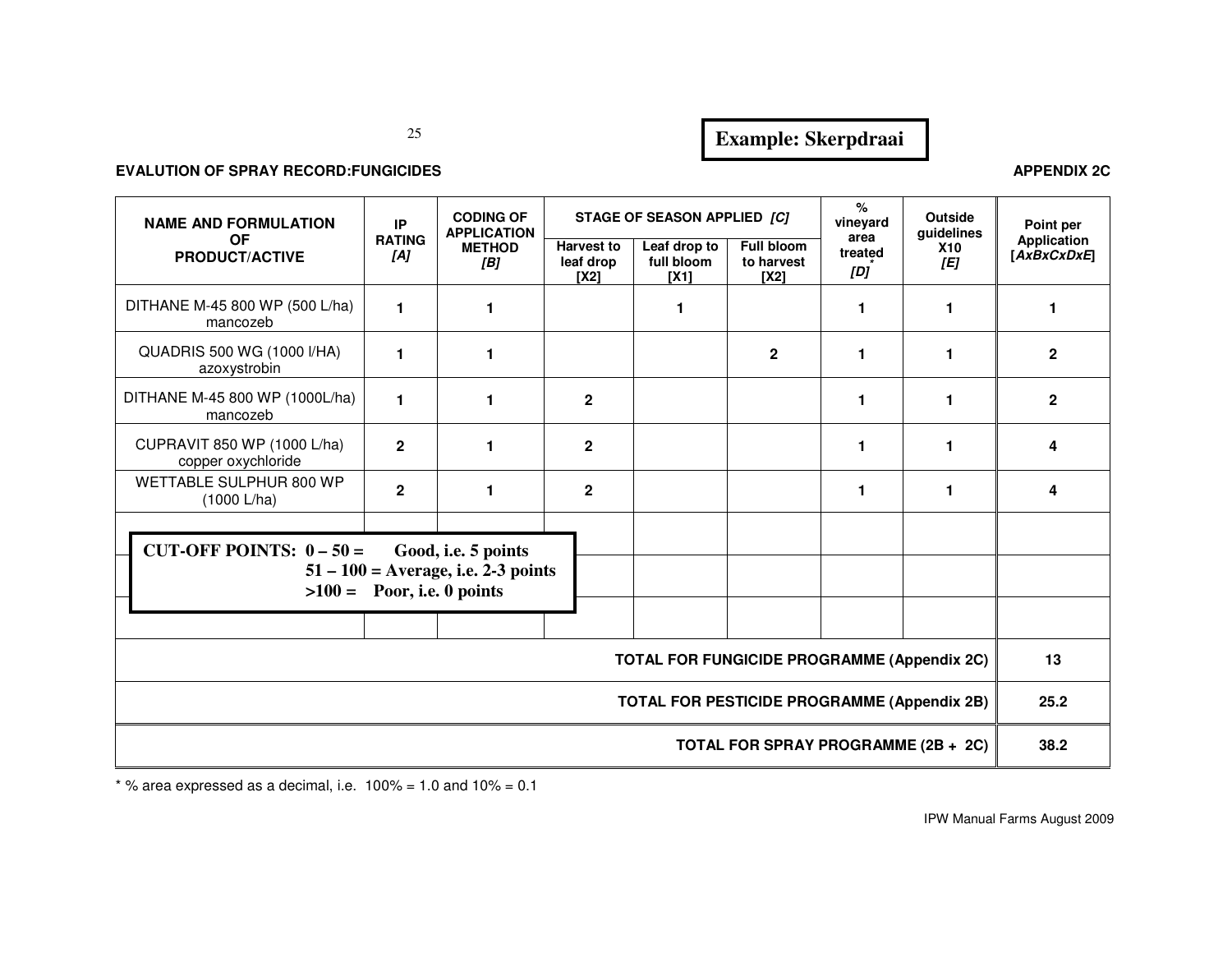**Example: Skerpdraai**

**EVALUTION OF SPRAY RECORD:FUNGICIDES** **APPENDIX 2C**

| NAME AND FORMULATION OF PRODUCT/ACTIVE | IP RATING *[A]* | CODING OF APPLICATION METHOD *[B]* | STAGE OF SEASON APPLIED *[C]* | | | % vineyard area treated* *[D]* | Outside guidelines X10 *[E]* | Point per Application [*AxBxCxDxE*] |
|---|---|---|---|---|---|---|---|---|
| | | | Harvest to leaf drop [X2] | Leaf drop to full bloom [X1] | Full bloom to harvest [X2] | | | |
| DITHANE M-45 800 WP (500 L/ha) mancozeb | 1 | 1 | | 1 | | 1 | 1 | 1 |
| QUADRIS 500 WG (1000 l/HA) azoxystrobin | 1 | 1 | | | 2 | 1 | 1 | 2 |
| DITHANE M-45 800 WP (1000L/ha) mancozeb | 1 | 1 | 2 | | | 1 | 1 | 2 |
| CUPRAVIT 850 WP (1000 L/ha) copper oxychloride | 2 | 1 | 2 | | | 1 | 1 | 4 |
| WETTABLE SULPHUR 800 WP (1000 L/ha) | 2 | 1 | 2 | | | 1 | 1 | 4 |
| | | | | | | | | |
| | | | | | | | | |
| | | | | | | | | |
| **TOTAL FOR FUNGICIDE PROGRAMME (Appendix 2C)** | | | | | | | | **13** |
| **TOTAL FOR PESTICIDE PROGRAMME (Appendix 2B)** | | | | | | | | **25.2** |
| **TOTAL FOR SPRAY PROGRAMME (2B + 2C)** | | | | | | | | **38.2** |

**CUT-OFF POINTS:**
**0 – 50 = Good, i.e. 5 points**
**51 – 100 = Average, i.e. 2-3 points**
**>100 = Poor, i.e. 0 points**

\* % area expressed as a decimal, i.e. 100% = 1.0 and 10% = 0.1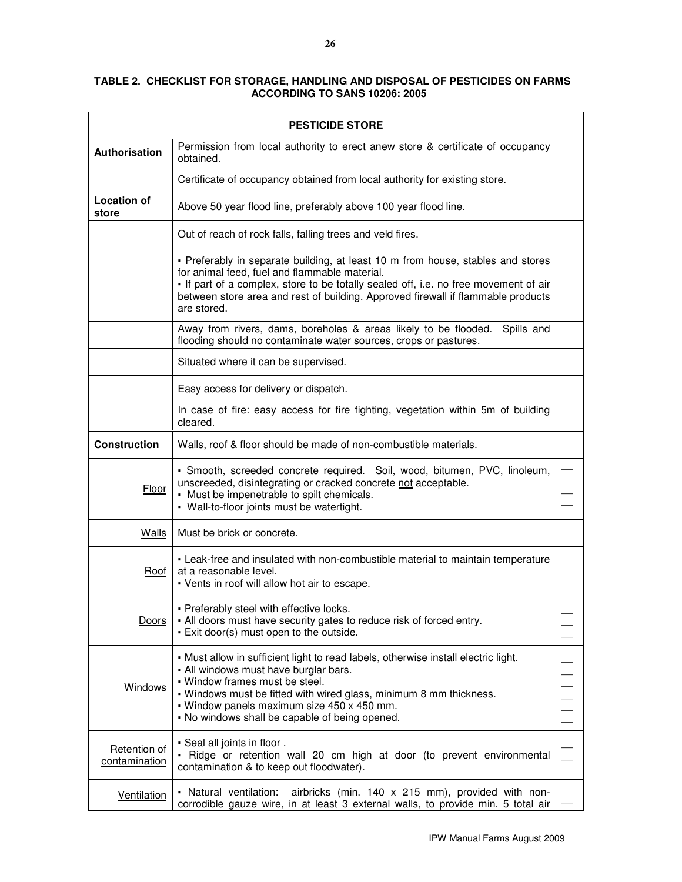**TABLE 2. CHECKLIST FOR STORAGE, HANDLING AND DISPOSAL OF PESTICIDES ON FARMS ACCORDING TO SANS 10206: 2005**

| PESTICIDE STORE | | |
|---|---|---|
| **Authorisation** | Permission from local authority to erect anew store & certificate of occupancy obtained. | |
| | Certificate of occupancy obtained from local authority for existing store. | |
| **Location of store** | Above 50 year flood line, preferably above 100 year flood line. | |
| | Out of reach of rock falls, falling trees and veld fires. | |
| | ▪ Preferably in separate building, at least 10 m from house, stables and stores for animal feed, fuel and flammable material.<br>▪ If part of a complex, store to be totally sealed off, i.e. no free movement of air between store area and rest of building. Approved firewall if flammable products are stored. | |
| | Away from rivers, dams, boreholes & areas likely to be flooded. Spills and flooding should no contaminate water sources, crops or pastures. | |
| | Situated where it can be supervised. | |
| | Easy access for delivery or dispatch. | |
| | In case of fire: easy access for fire fighting, vegetation within 5m of building cleared. | |
| **Construction** | Walls, roof & floor should be made of non-combustible materials. | |
| Floor | ▪ Smooth, screeded concrete required. Soil, wood, bitumen, PVC, linoleum, unscreeded, disintegrating or cracked concrete not acceptable.<br>▪ Must be impenetrable to spilt chemicals.<br>▪ Wall-to-floor joints must be watertight. | \_\_<br>\_\_<br>\_\_ |
| Walls | Must be brick or concrete. | |
| Roof | ▪ Leak-free and insulated with non-combustible material to maintain temperature at a reasonable level.<br>▪ Vents in roof will allow hot air to escape. | |
| Doors | ▪ Preferably steel with effective locks.<br>▪ All doors must have security gates to reduce risk of forced entry.<br>▪ Exit door(s) must open to the outside. | \_\_<br>\_\_<br>\_\_ |
| Windows | ▪ Must allow in sufficient light to read labels, otherwise install electric light.<br>▪ All windows must have burglar bars.<br>▪ Window frames must be steel.<br>▪ Windows must be fitted with wired glass, minimum 8 mm thickness.<br>▪ Window panels maximum size 450 x 450 mm.<br>▪ No windows shall be capable of being opened. | \_\_<br>\_\_<br>\_\_<br>\_\_<br>\_\_<br>\_\_ |
| Retention of contamination | ▪ Seal all joints in floor .<br>▪ Ridge or retention wall 20 cm high at door (to prevent environmental contamination & to keep out floodwater). | \_\_<br>\_\_ |
| Ventilation | ▪ Natural ventilation: airbricks (min. 140 x 215 mm), provided with non-corrodible gauze wire, in at least 3 external walls, to provide min. 5 total air | \_\_ |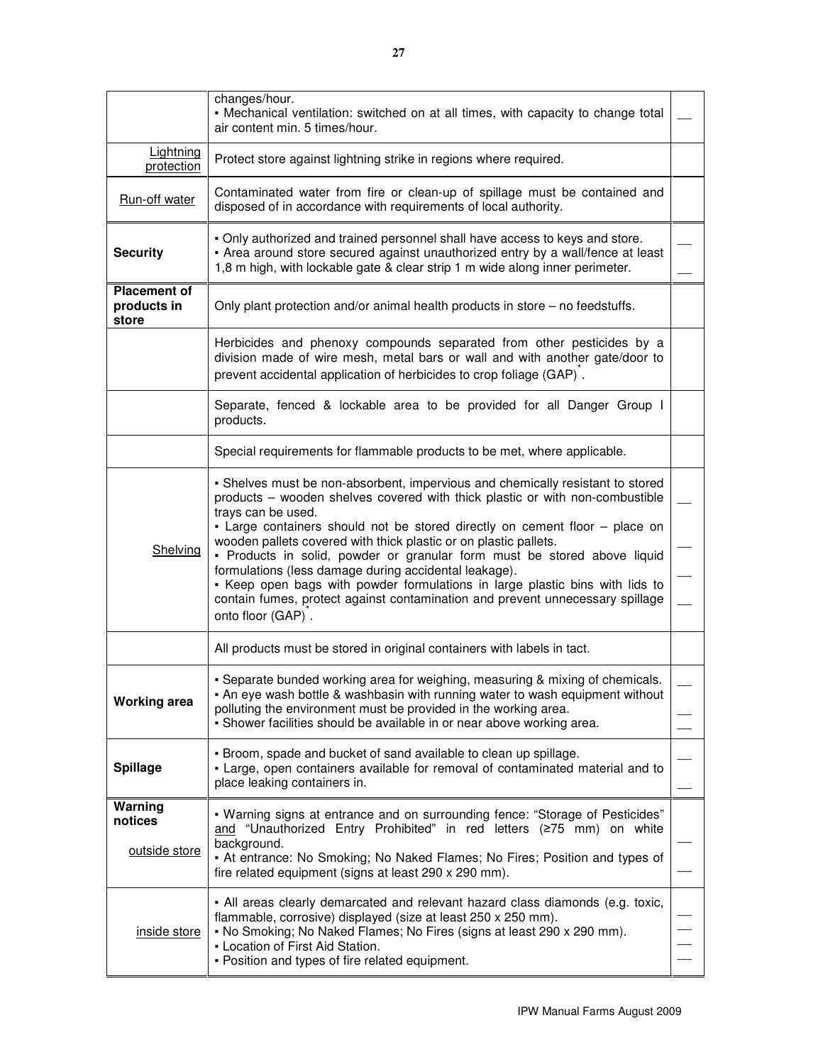|  |  |  |
|---|---|---|
|  | changes/hour.<br>▪ Mechanical ventilation: switched on at all times, with capacity to change total air content min. 5 times/hour. | __ |
| Lightning protection | Protect store against lightning strike in regions where required. |  |
| Run-off water | Contaminated water from fire or clean-up of spillage must be contained and disposed of in accordance with requirements of local authority. |  |
| **Security** | ▪ Only authorized and trained personnel shall have access to keys and store.<br>▪ Area around store secured against unauthorized entry by a wall/fence at least 1,8 m high, with lockable gate & clear strip 1 m wide along inner perimeter. | __<br>__ |
| **Placement of products in store** | Only plant protection and/or animal health products in store – no feedstuffs. |  |
|  | Herbicides and phenoxy compounds separated from other pesticides by a division made of wire mesh, metal bars or wall and with another gate/door to prevent accidental application of herbicides to crop foliage (GAP)*. |  |
|  | Separate, fenced & lockable area to be provided for all Danger Group I products. |  |
|  | Special requirements for flammable products to be met, where applicable. |  |
| Shelving | ▪ Shelves must be non-absorbent, impervious and chemically resistant to stored products – wooden shelves covered with thick plastic or with non-combustible trays can be used.<br>▪ Large containers should not be stored directly on cement floor – place on wooden pallets covered with thick plastic or on plastic pallets.<br>▪ Products in solid, powder or granular form must be stored above liquid formulations (less damage during accidental leakage).<br>▪ Keep open bags with powder formulations in large plastic bins with lids to contain fumes, protect against contamination and prevent unnecessary spillage onto floor (GAP)*. | __<br>__<br>__<br>__ |
|  | All products must be stored in original containers with labels in tact. |  |
| **Working area** | ▪ Separate bunded working area for weighing, measuring & mixing of chemicals.<br>▪ An eye wash bottle & washbasin with running water to wash equipment without polluting the environment must be provided in the working area.<br>▪ Shower facilities should be available in or near above working area. | __<br>__<br>__ |
| **Spillage** | ▪ Broom, spade and bucket of sand available to clean up spillage.<br>▪ Large, open containers available for removal of contaminated material and to place leaking containers in. | __<br>__ |
| **Warning notices**<br>outside store | ▪ Warning signs at entrance and on surrounding fence: "Storage of Pesticides" and "Unauthorized Entry Prohibited" in red letters (≥75 mm) on white background.<br>▪ At entrance: No Smoking; No Naked Flames; No Fires; Position and types of fire related equipment (signs at least 290 x 290 mm). | __<br>__ |
| inside store | ▪ All areas clearly demarcated and relevant hazard class diamonds (e.g. toxic, flammable, corrosive) displayed (size at least 250 x 250 mm).<br>▪ No Smoking; No Naked Flames; No Fires (signs at least 290 x 290 mm).<br>▪ Location of First Aid Station.<br>▪ Position and types of fire related equipment. | __<br>__<br>__<br>__ |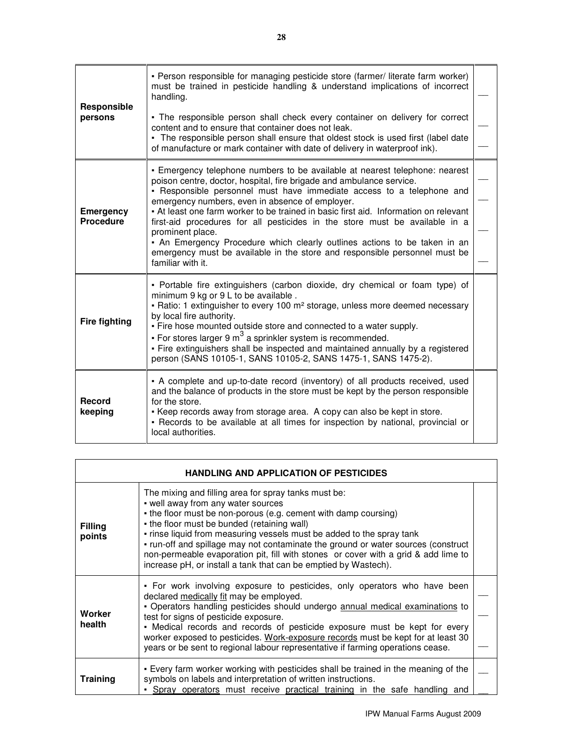| | | |
|---|---|---|
| **Responsible persons** | ▪ Person responsible for managing pesticide store (farmer/ literate farm worker) must be trained in pesticide handling & understand implications of incorrect handling.<br><br>▪ The responsible person shall check every container on delivery for correct content and to ensure that container does not leak.<br>▪ The responsible person shall ensure that oldest stock is used first (label date of manufacture or mark container with date of delivery in waterproof ink). | \_\_<br><br>\_\_<br><br>\_\_ |
| **Emergency Procedure** | ▪ Emergency telephone numbers to be available at nearest telephone: nearest poison centre, doctor, hospital, fire brigade and ambulance service.<br>▪ Responsible personnel must have immediate access to a telephone and emergency numbers, even in absence of employer.<br>▪ At least one farm worker to be trained in basic first aid. Information on relevant first-aid procedures for all pesticides in the store must be available in a prominent place.<br>▪ An Emergency Procedure which clearly outlines actions to be taken in an emergency must be available in the store and responsible personnel must be familiar with it. | \_\_<br><br>\_\_<br><br>\_\_<br><br>\_\_ |
| **Fire fighting** | ▪ Portable fire extinguishers (carbon dioxide, dry chemical or foam type) of minimum 9 kg or 9 L to be available .<br>▪ Ratio: 1 extinguisher to every 100 m² storage, unless more deemed necessary by local fire authority.<br>▪ Fire hose mounted outside store and connected to a water supply.<br>▪ For stores larger 9 $m^3$ a sprinkler system is recommended.<br>▪ Fire extinguishers shall be inspected and maintained annually by a registered person (SANS 10105-1, SANS 10105-2, SANS 1475-1, SANS 1475-2). | |
| **Record keeping** | ▪ A complete and up-to-date record (inventory) of all products received, used and the balance of products in the store must be kept by the person responsible for the store.<br>▪ Keep records away from storage area. A copy can also be kept in store.<br>▪ Records to be available at all times for inspection by national, provincial or local authorities. | |

| **HANDLING AND APPLICATION OF PESTICIDES** | | |
|---|---|---|
| **Filling points** | The mixing and filling area for spray tanks must be:<br>▪ well away from any water sources<br>▪ the floor must be non-porous (e.g. cement with damp coursing)<br>▪ the floor must be bunded (retaining wall)<br>▪ rinse liquid from measuring vessels must be added to the spray tank<br>▪ run-off and spillage may not contaminate the ground or water sources (construct non-permeable evaporation pit, fill with stones or cover with a grid & add lime to increase pH, or install a tank that can be emptied by Wastech). | |
| **Worker health** | ▪ For work involving exposure to pesticides, only operators who have been declared medically fit may be employed.<br>▪ Operators handling pesticides should undergo annual medical examinations to test for signs of pesticide exposure.<br>▪ Medical records and records of pesticide exposure must be kept for every worker exposed to pesticides. Work-exposure records must be kept for at least 30 years or be sent to regional labour representative if farming operations cease. | \_\_<br><br>\_\_<br><br>\_\_ |
| **Training** | ▪ Every farm worker working with pesticides shall be trained in the meaning of the symbols on labels and interpretation of written instructions.<br>▪ Spray operators must receive practical training in the safe handling and | \_\_<br><br>\_\_ |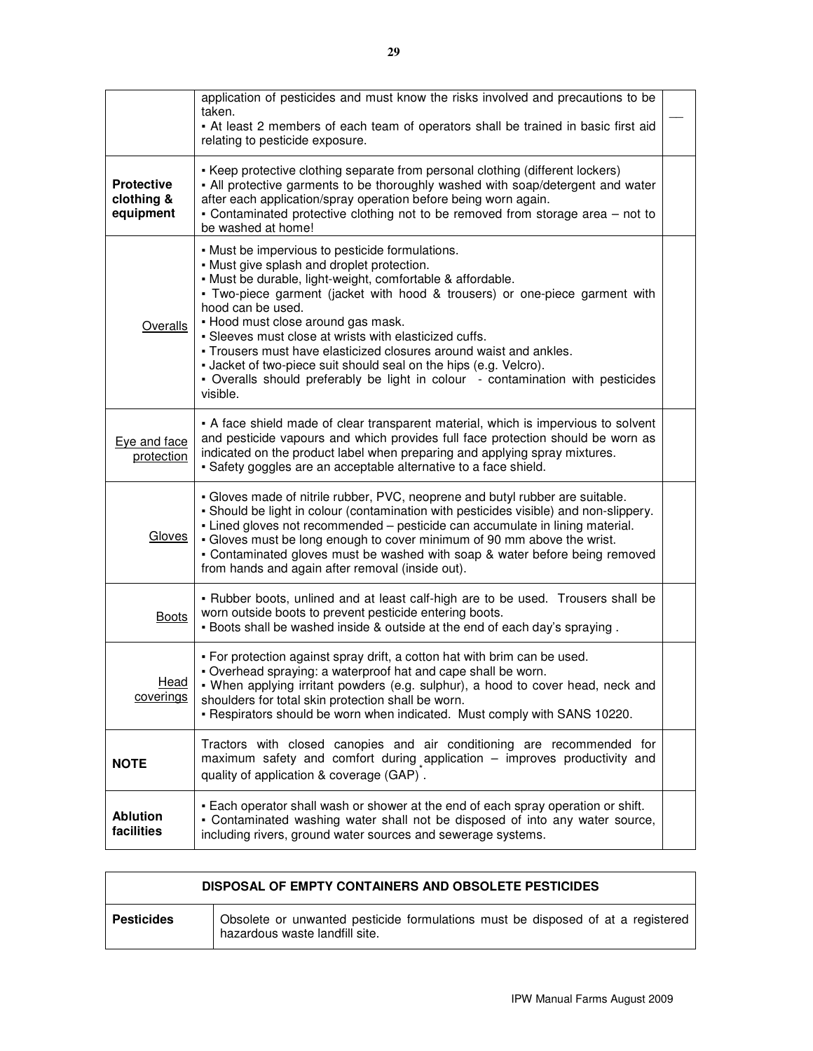| | | |
|---|---|---|
| | application of pesticides and must know the risks involved and precautions to be taken.<br>▪ At least 2 members of each team of operators shall be trained in basic first aid relating to pesticide exposure. | — |
| **Protective clothing & equipment** | ▪ Keep protective clothing separate from personal clothing (different lockers)<br>▪ All protective garments to be thoroughly washed with soap/detergent and water after each application/spray operation before being worn again.<br>▪ Contaminated protective clothing not to be removed from storage area – not to be washed at home! | |
| Overalls | ▪ Must be impervious to pesticide formulations.<br>▪ Must give splash and droplet protection.<br>▪ Must be durable, light-weight, comfortable & affordable.<br>▪ Two-piece garment (jacket with hood & trousers) or one-piece garment with hood can be used.<br>▪ Hood must close around gas mask.<br>▪ Sleeves must close at wrists with elasticized cuffs.<br>▪ Trousers must have elasticized closures around waist and ankles.<br>▪ Jacket of two-piece suit should seal on the hips (e.g. Velcro).<br>▪ Overalls should preferably be light in colour - contamination with pesticides visible. | |
| Eye and face protection | ▪ A face shield made of clear transparent material, which is impervious to solvent and pesticide vapours and which provides full face protection should be worn as indicated on the product label when preparing and applying spray mixtures.<br>▪ Safety goggles are an acceptable alternative to a face shield. | |
| Gloves | ▪ Gloves made of nitrile rubber, PVC, neoprene and butyl rubber are suitable.<br>▪ Should be light in colour (contamination with pesticides visible) and non-slippery.<br>▪ Lined gloves not recommended – pesticide can accumulate in lining material.<br>▪ Gloves must be long enough to cover minimum of 90 mm above the wrist.<br>▪ Contaminated gloves must be washed with soap & water before being removed from hands and again after removal (inside out). | |
| Boots | ▪ Rubber boots, unlined and at least calf-high are to be used. Trousers shall be worn outside boots to prevent pesticide entering boots.<br>▪ Boots shall be washed inside & outside at the end of each day's spraying . | |
| Head coverings | ▪ For protection against spray drift, a cotton hat with brim can be used.<br>▪ Overhead spraying: a waterproof hat and cape shall be worn.<br>▪ When applying irritant powders (e.g. sulphur), a hood to cover head, neck and shoulders for total skin protection shall be worn.<br>▪ Respirators should be worn when indicated. Must comply with SANS 10220. | |
| **NOTE** | Tractors with closed canopies and air conditioning are recommended for maximum safety and comfort during application – improves productivity and quality of application & coverage (GAP)*. | |
| **Ablution facilities** | ▪ Each operator shall wash or shower at the end of each spray operation or shift.<br>▪ Contaminated washing water shall not be disposed of into any water source, including rivers, ground water sources and sewerage systems. | |

| **DISPOSAL OF EMPTY CONTAINERS AND OBSOLETE PESTICIDES** | |
|---|---|
| **Pesticides** | Obsolete or unwanted pesticide formulations must be disposed of at a registered hazardous waste landfill site. |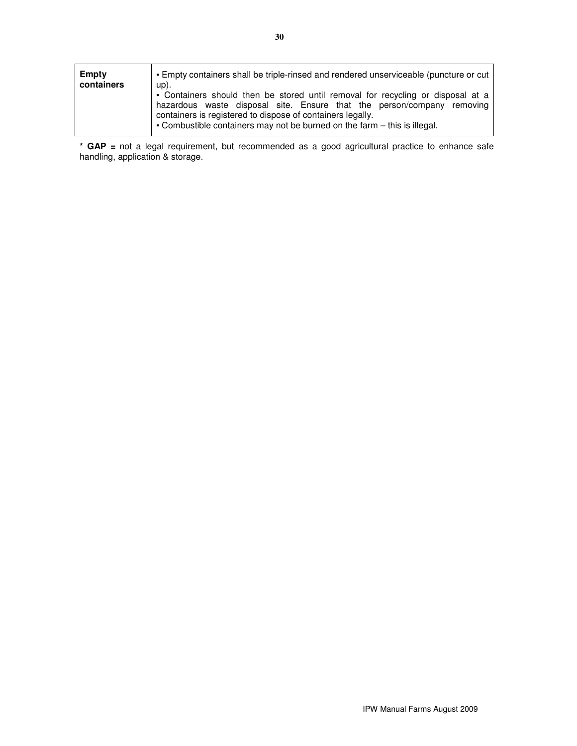| | |
|---|---|
| **Empty containers** | ▪ Empty containers shall be triple-rinsed and rendered unserviceable (puncture or cut up).<br>▪ Containers should then be stored until removal for recycling or disposal at a hazardous waste disposal site. Ensure that the person/company removing containers is registered to dispose of containers legally.<br>▪ Combustible containers may not be burned on the farm – this is illegal. |

**\* GAP =** not a legal requirement, but recommended as a good agricultural practice to enhance safe handling, application & storage.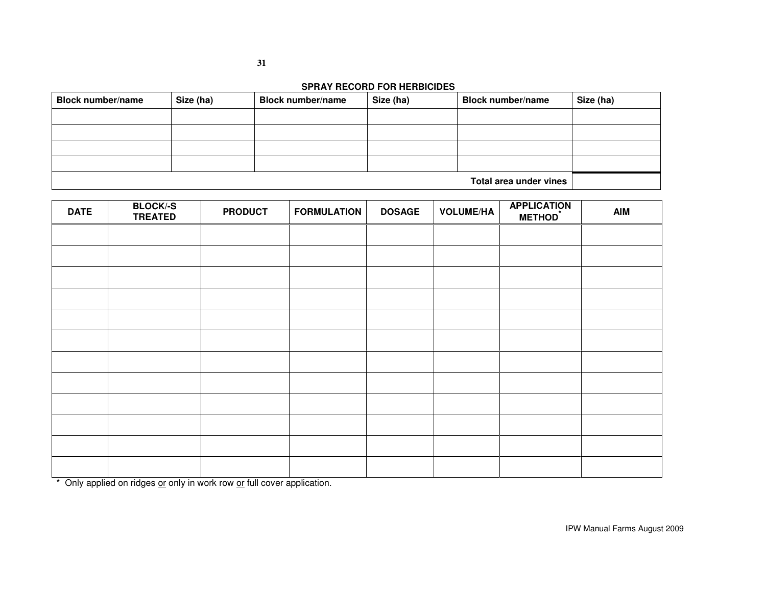## SPRAY RECORD FOR HERBICIDES

| Block number/name | Size (ha) | Block number/name | Size (ha) | Block number/name | Size (ha) |
|---|---|---|---|---|---|
| | | | | | |
| | | | | | |
| | | | | | |
| | | | | | |
| | | | | **Total area under vines** | |

| DATE | BLOCK/-S TREATED | PRODUCT | FORMULATION | DOSAGE | VOLUME/HA | APPLICATION METHOD* | AIM |
|---|---|---|---|---|---|---|---|
| | | | | | | | |
| | | | | | | | |
| | | | | | | | |
| | | | | | | | |
| | | | | | | | |
| | | | | | | | |
| | | | | | | | |
| | | | | | | | |
| | | | | | | | |
| | | | | | | | |
| | | | | | | | |
| | | | | | | | |

* Only applied on ridges <u>or</u> only in work row <u>or</u> full cover application.

IPW Manual Farms August 2009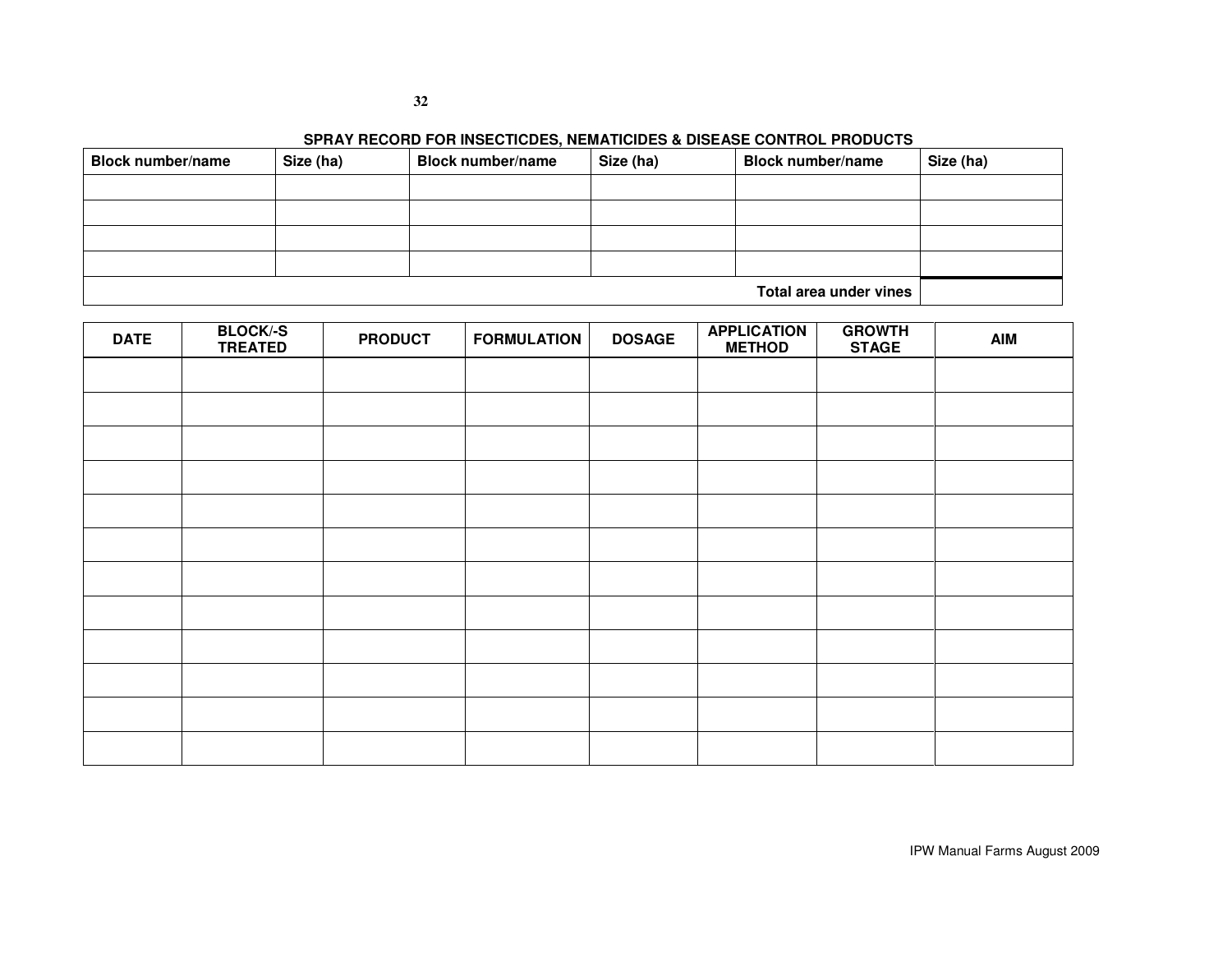## SPRAY RECORD FOR INSECTICDES, NEMATICIDES & DISEASE CONTROL PRODUCTS

| Block number/name | Size (ha) | Block number/name | Size (ha) | Block number/name | Size (ha) |
|---|---|---|---|---|---|
| | | | | | |
| | | | | | |
| | | | | | |
| | | | | | |
| | | | | Total area under vines | |

| DATE | BLOCK/-S TREATED | PRODUCT | FORMULATION | DOSAGE | APPLICATION METHOD | GROWTH STAGE | AIM |
|---|---|---|---|---|---|---|---|
| | | | | | | | |
| | | | | | | | |
| | | | | | | | |
| | | | | | | | |
| | | | | | | | |
| | | | | | | | |
| | | | | | | | |
| | | | | | | | |
| | | | | | | | |
| | | | | | | | |
| | | | | | | | |
| | | | | | | | |